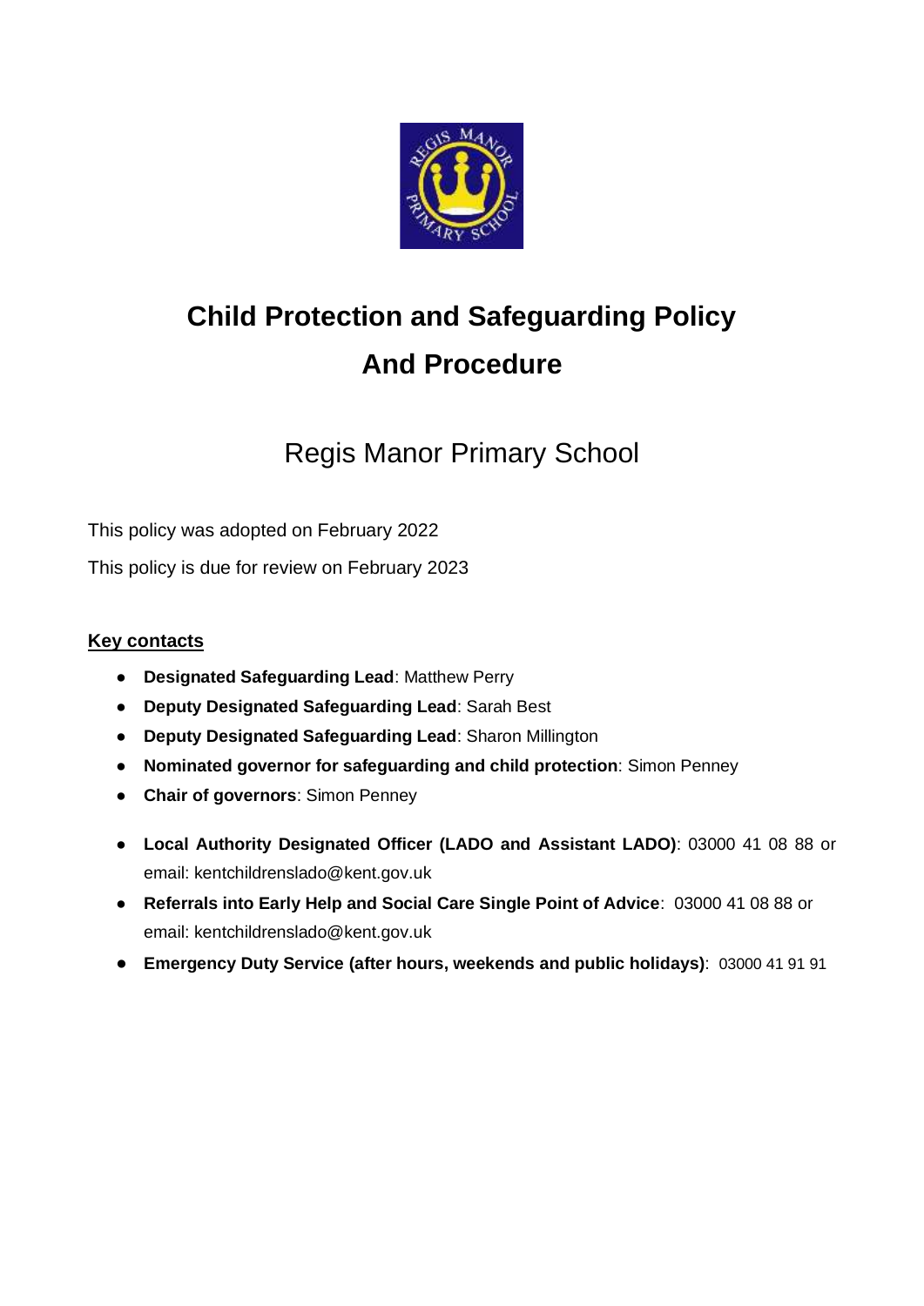# Child Protection and Safeguarding Policy And Procedure

## Regis Manor Primary School

This policy was adopted on February 2022

This policy is due for review on February 2023

**Key contacts**

- **Designated Safeguarding Lead**: Matthew Perry
- **Deputy Designated Safeguarding Lead**: Sarah Best
- **Deputy Designated Safeguarding Lead**: Sharon Millington
- **Nominated governor for safeguarding and child protection**: Simon Penney
- **Chair of governors**: Simon Penney

- **Local Authority Designated Officer (LADO and Assistant LADO)**: 03000 41 08 88 or email: kentchildrenslado@kent.gov.uk
- **Referrals into Early Help and Social Care Single Point of Advice**: 03000 41 08 88 or email: kentchildrenslado@kent.gov.uk
- **Emergency Duty Service (after hours, weekends and public holidays)**: 03000 41 91 91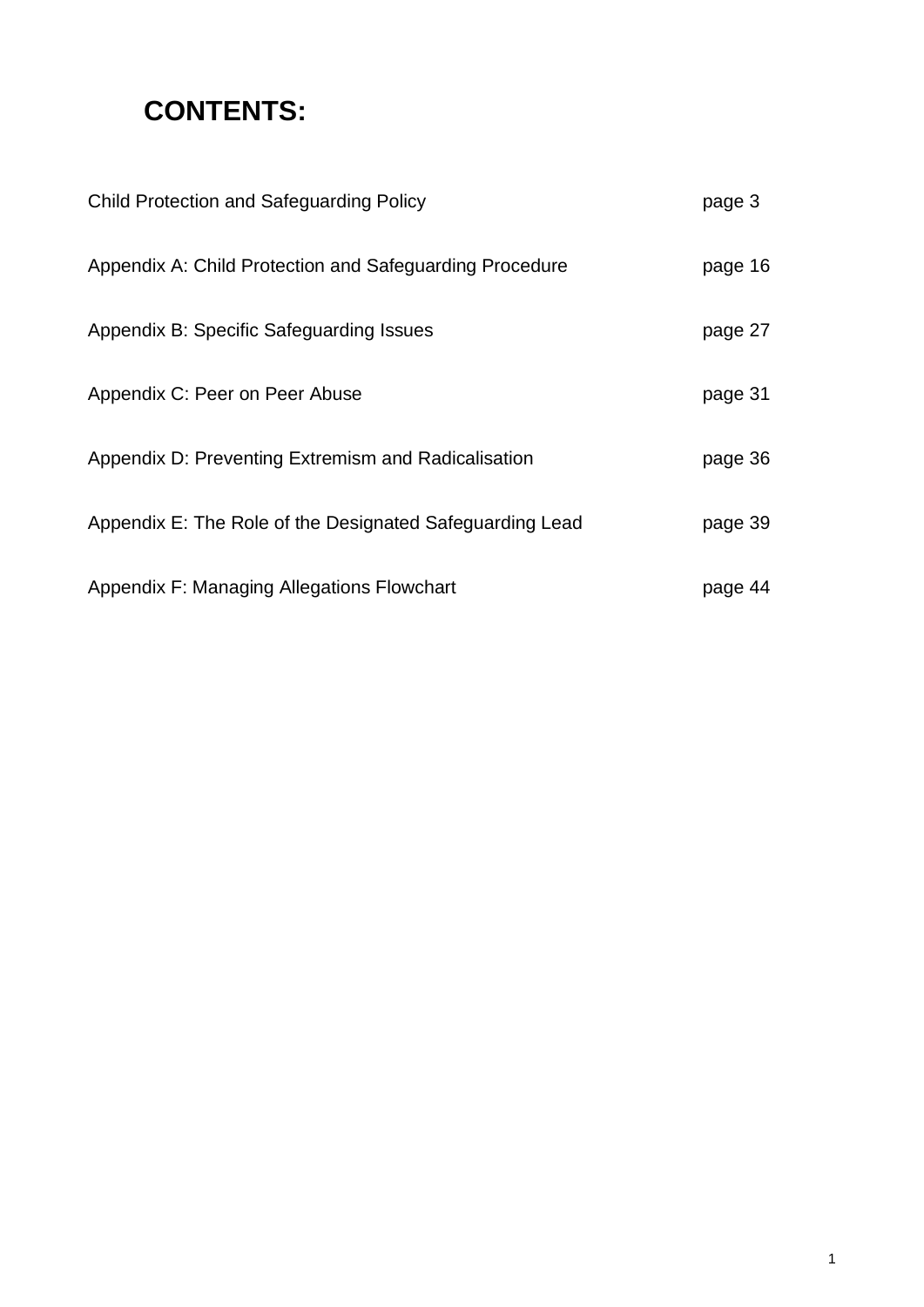# CONTENTS:

| | |
|---|---|
| Child Protection and Safeguarding Policy | page 3 |
| Appendix A: Child Protection and Safeguarding Procedure | page 16 |
| Appendix B: Specific Safeguarding Issues | page 27 |
| Appendix C: Peer on Peer Abuse | page 31 |
| Appendix D: Preventing Extremism and Radicalisation | page 36 |
| Appendix E: The Role of the Designated Safeguarding Lead | page 39 |
| Appendix F: Managing Allegations Flowchart | page 44 |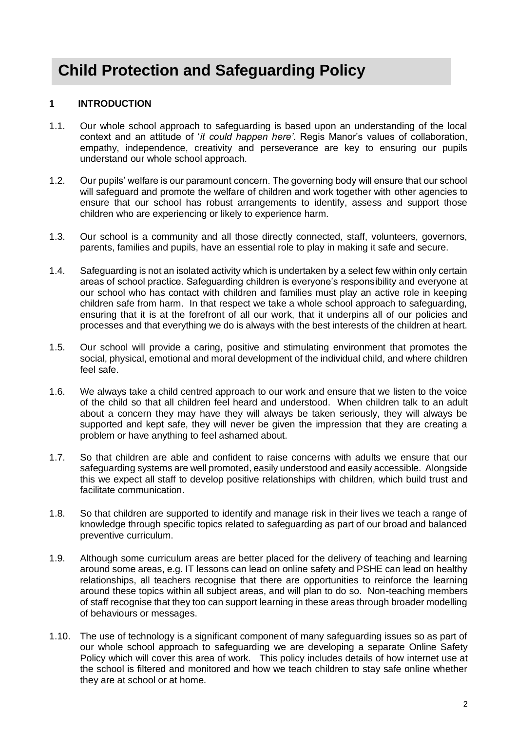# Child Protection and Safeguarding Policy

## 1 INTRODUCTION

1.1. Our whole school approach to safeguarding is based upon an understanding of the local context and an attitude of '*it could happen here'*. Regis Manor's values of collaboration, empathy, independence, creativity and perseverance are key to ensuring our pupils understand our whole school approach.

1.2. Our pupils' welfare is our paramount concern. The governing body will ensure that our school will safeguard and promote the welfare of children and work together with other agencies to ensure that our school has robust arrangements to identify, assess and support those children who are experiencing or likely to experience harm.

1.3. Our school is a community and all those directly connected, staff, volunteers, governors, parents, families and pupils, have an essential role to play in making it safe and secure.

1.4. Safeguarding is not an isolated activity which is undertaken by a select few within only certain areas of school practice. Safeguarding children is everyone's responsibility and everyone at our school who has contact with children and families must play an active role in keeping children safe from harm. In that respect we take a whole school approach to safeguarding, ensuring that it is at the forefront of all our work, that it underpins all of our policies and processes and that everything we do is always with the best interests of the children at heart.

1.5. Our school will provide a caring, positive and stimulating environment that promotes the social, physical, emotional and moral development of the individual child, and where children feel safe.

1.6. We always take a child centred approach to our work and ensure that we listen to the voice of the child so that all children feel heard and understood. When children talk to an adult about a concern they may have they will always be taken seriously, they will always be supported and kept safe, they will never be given the impression that they are creating a problem or have anything to feel ashamed about.

1.7. So that children are able and confident to raise concerns with adults we ensure that our safeguarding systems are well promoted, easily understood and easily accessible. Alongside this we expect all staff to develop positive relationships with children, which build trust and facilitate communication.

1.8. So that children are supported to identify and manage risk in their lives we teach a range of knowledge through specific topics related to safeguarding as part of our broad and balanced preventive curriculum.

1.9. Although some curriculum areas are better placed for the delivery of teaching and learning around some areas, e.g. IT lessons can lead on online safety and PSHE can lead on healthy relationships, all teachers recognise that there are opportunities to reinforce the learning around these topics within all subject areas, and will plan to do so. Non-teaching members of staff recognise that they too can support learning in these areas through broader modelling of behaviours or messages.

1.10. The use of technology is a significant component of many safeguarding issues so as part of our whole school approach to safeguarding we are developing a separate Online Safety Policy which will cover this area of work. This policy includes details of how internet use at the school is filtered and monitored and how we teach children to stay safe online whether they are at school or at home.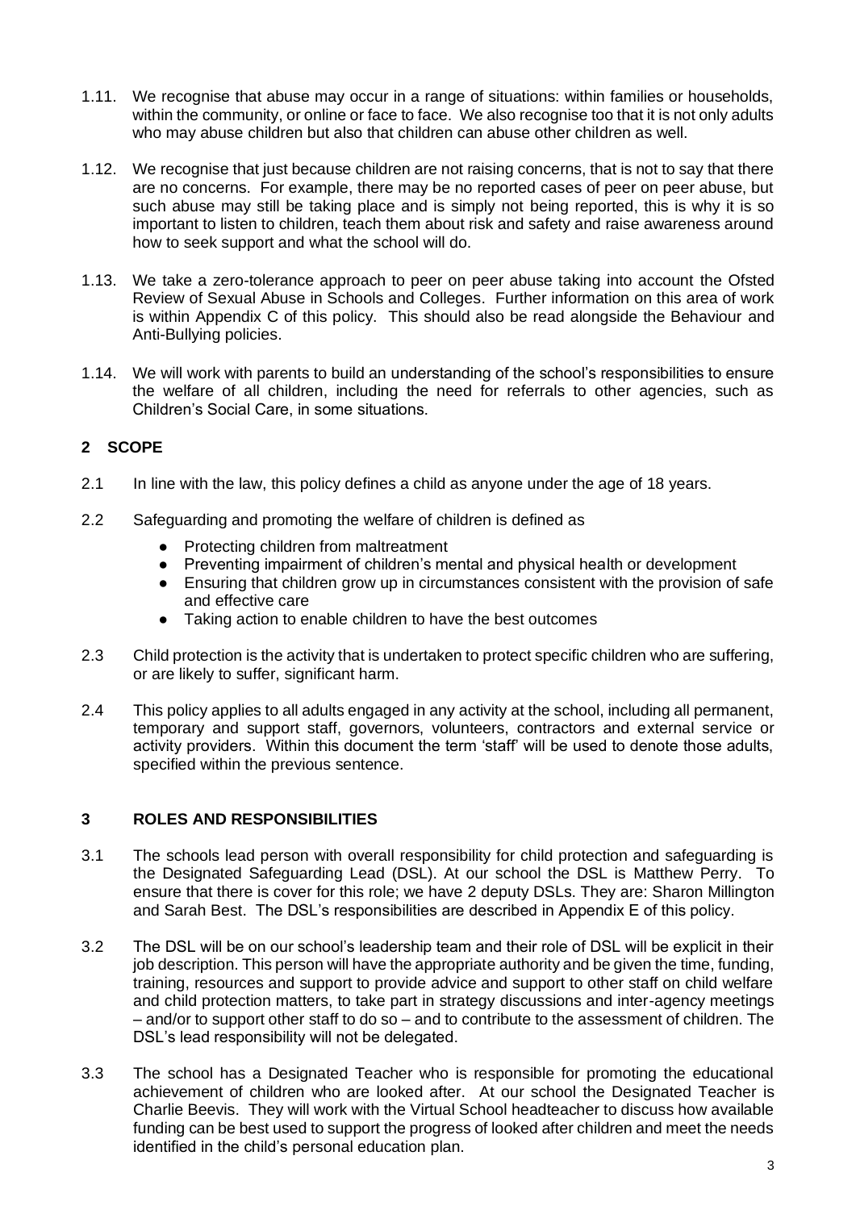1.11. We recognise that abuse may occur in a range of situations: within families or households, within the community, or online or face to face. We also recognise too that it is not only adults who may abuse children but also that children can abuse other children as well.

1.12. We recognise that just because children are not raising concerns, that is not to say that there are no concerns. For example, there may be no reported cases of peer on peer abuse, but such abuse may still be taking place and is simply not being reported, this is why it is so important to listen to children, teach them about risk and safety and raise awareness around how to seek support and what the school will do.

1.13. We take a zero-tolerance approach to peer on peer abuse taking into account the Ofsted Review of Sexual Abuse in Schools and Colleges. Further information on this area of work is within Appendix C of this policy. This should also be read alongside the Behaviour and Anti-Bullying policies.

1.14. We will work with parents to build an understanding of the school's responsibilities to ensure the welfare of all children, including the need for referrals to other agencies, such as Children's Social Care, in some situations.

## 2 SCOPE

2.1 In line with the law, this policy defines a child as anyone under the age of 18 years.

2.2 Safeguarding and promoting the welfare of children is defined as

- Protecting children from maltreatment
- Preventing impairment of children's mental and physical health or development
- Ensuring that children grow up in circumstances consistent with the provision of safe and effective care
- Taking action to enable children to have the best outcomes

2.3 Child protection is the activity that is undertaken to protect specific children who are suffering, or are likely to suffer, significant harm.

2.4 This policy applies to all adults engaged in any activity at the school, including all permanent, temporary and support staff, governors, volunteers, contractors and external service or activity providers. Within this document the term 'staff' will be used to denote those adults, specified within the previous sentence.

## 3 ROLES AND RESPONSIBILITIES

3.1 The schools lead person with overall responsibility for child protection and safeguarding is the Designated Safeguarding Lead (DSL). At our school the DSL is Matthew Perry. To ensure that there is cover for this role; we have 2 deputy DSLs. They are: Sharon Millington and Sarah Best. The DSL's responsibilities are described in Appendix E of this policy.

3.2 The DSL will be on our school's leadership team and their role of DSL will be explicit in their job description. This person will have the appropriate authority and be given the time, funding, training, resources and support to provide advice and support to other staff on child welfare and child protection matters, to take part in strategy discussions and inter-agency meetings – and/or to support other staff to do so – and to contribute to the assessment of children. The DSL's lead responsibility will not be delegated.

3.3 The school has a Designated Teacher who is responsible for promoting the educational achievement of children who are looked after. At our school the Designated Teacher is Charlie Beevis. They will work with the Virtual School headteacher to discuss how available funding can be best used to support the progress of looked after children and meet the needs identified in the child's personal education plan.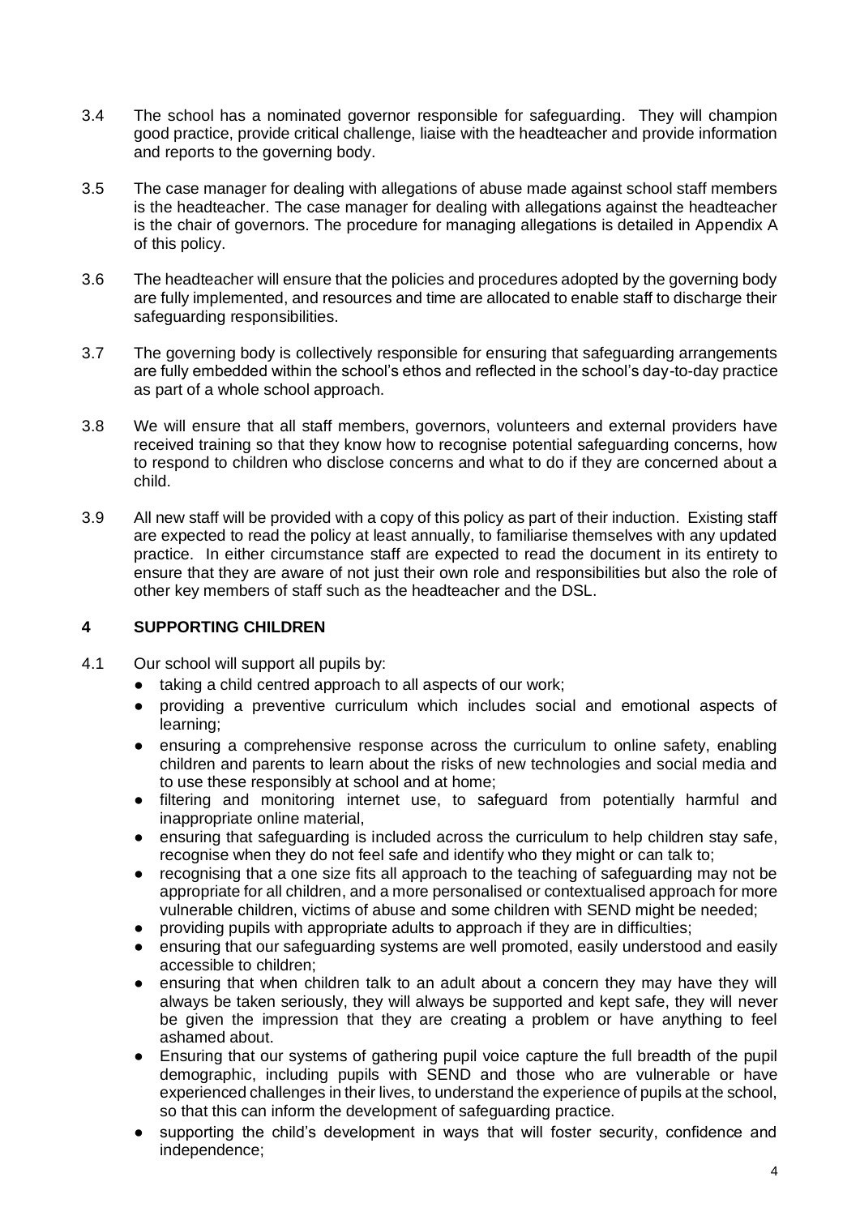3.4 The school has a nominated governor responsible for safeguarding. They will champion good practice, provide critical challenge, liaise with the headteacher and provide information and reports to the governing body.

3.5 The case manager for dealing with allegations of abuse made against school staff members is the headteacher. The case manager for dealing with allegations against the headteacher is the chair of governors. The procedure for managing allegations is detailed in Appendix A of this policy.

3.6 The headteacher will ensure that the policies and procedures adopted by the governing body are fully implemented, and resources and time are allocated to enable staff to discharge their safeguarding responsibilities.

3.7 The governing body is collectively responsible for ensuring that safeguarding arrangements are fully embedded within the school's ethos and reflected in the school's day-to-day practice as part of a whole school approach.

3.8 We will ensure that all staff members, governors, volunteers and external providers have received training so that they know how to recognise potential safeguarding concerns, how to respond to children who disclose concerns and what to do if they are concerned about a child.

3.9 All new staff will be provided with a copy of this policy as part of their induction. Existing staff are expected to read the policy at least annually, to familiarise themselves with any updated practice. In either circumstance staff are expected to read the document in its entirety to ensure that they are aware of not just their own role and responsibilities but also the role of other key members of staff such as the headteacher and the DSL.

## 4 SUPPORTING CHILDREN

4.1 Our school will support all pupils by:

- taking a child centred approach to all aspects of our work;
- providing a preventive curriculum which includes social and emotional aspects of learning;
- ensuring a comprehensive response across the curriculum to online safety, enabling children and parents to learn about the risks of new technologies and social media and to use these responsibly at school and at home;
- filtering and monitoring internet use, to safeguard from potentially harmful and inappropriate online material,
- ensuring that safeguarding is included across the curriculum to help children stay safe, recognise when they do not feel safe and identify who they might or can talk to;
- recognising that a one size fits all approach to the teaching of safeguarding may not be appropriate for all children, and a more personalised or contextualised approach for more vulnerable children, victims of abuse and some children with SEND might be needed;
- providing pupils with appropriate adults to approach if they are in difficulties;
- ensuring that our safeguarding systems are well promoted, easily understood and easily accessible to children;
- ensuring that when children talk to an adult about a concern they may have they will always be taken seriously, they will always be supported and kept safe, they will never be given the impression that they are creating a problem or have anything to feel ashamed about.
- Ensuring that our systems of gathering pupil voice capture the full breadth of the pupil demographic, including pupils with SEND and those who are vulnerable or have experienced challenges in their lives, to understand the experience of pupils at the school, so that this can inform the development of safeguarding practice.
- supporting the child's development in ways that will foster security, confidence and independence;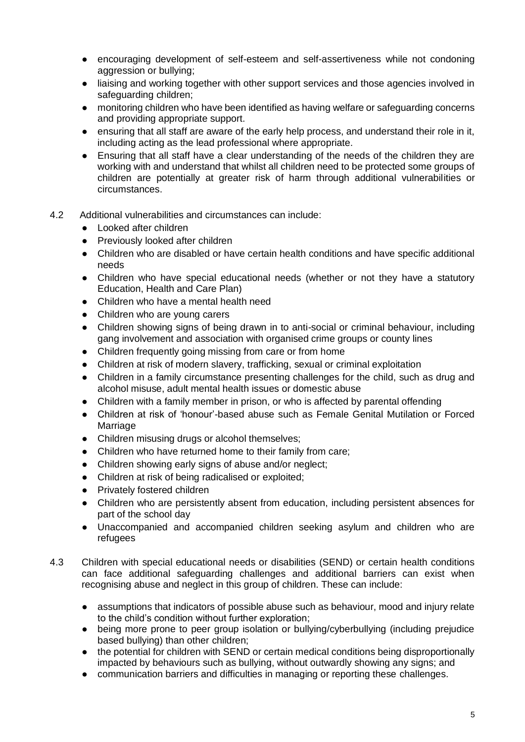- encouraging development of self-esteem and self-assertiveness while not condoning aggression or bullying;
- liaising and working together with other support services and those agencies involved in safeguarding children;
- monitoring children who have been identified as having welfare or safeguarding concerns and providing appropriate support.
- ensuring that all staff are aware of the early help process, and understand their role in it, including acting as the lead professional where appropriate.
- Ensuring that all staff have a clear understanding of the needs of the children they are working with and understand that whilst all children need to be protected some groups of children are potentially at greater risk of harm through additional vulnerabilities or circumstances.

4.2 Additional vulnerabilities and circumstances can include:

- Looked after children
- Previously looked after children
- Children who are disabled or have certain health conditions and have specific additional needs
- Children who have special educational needs (whether or not they have a statutory Education, Health and Care Plan)
- Children who have a mental health need
- Children who are young carers
- Children showing signs of being drawn in to anti-social or criminal behaviour, including gang involvement and association with organised crime groups or county lines
- Children frequently going missing from care or from home
- Children at risk of modern slavery, trafficking, sexual or criminal exploitation
- Children in a family circumstance presenting challenges for the child, such as drug and alcohol misuse, adult mental health issues or domestic abuse
- Children with a family member in prison, or who is affected by parental offending
- Children at risk of 'honour'-based abuse such as Female Genital Mutilation or Forced Marriage
- Children misusing drugs or alcohol themselves;
- Children who have returned home to their family from care;
- Children showing early signs of abuse and/or neglect;
- Children at risk of being radicalised or exploited;
- Privately fostered children
- Children who are persistently absent from education, including persistent absences for part of the school day
- Unaccompanied and accompanied children seeking asylum and children who are refugees

4.3 Children with special educational needs or disabilities (SEND) or certain health conditions can face additional safeguarding challenges and additional barriers can exist when recognising abuse and neglect in this group of children. These can include:

- assumptions that indicators of possible abuse such as behaviour, mood and injury relate to the child's condition without further exploration;
- being more prone to peer group isolation or bullying/cyberbullying (including prejudice based bullying) than other children;
- the potential for children with SEND or certain medical conditions being disproportionally impacted by behaviours such as bullying, without outwardly showing any signs; and
- communication barriers and difficulties in managing or reporting these challenges.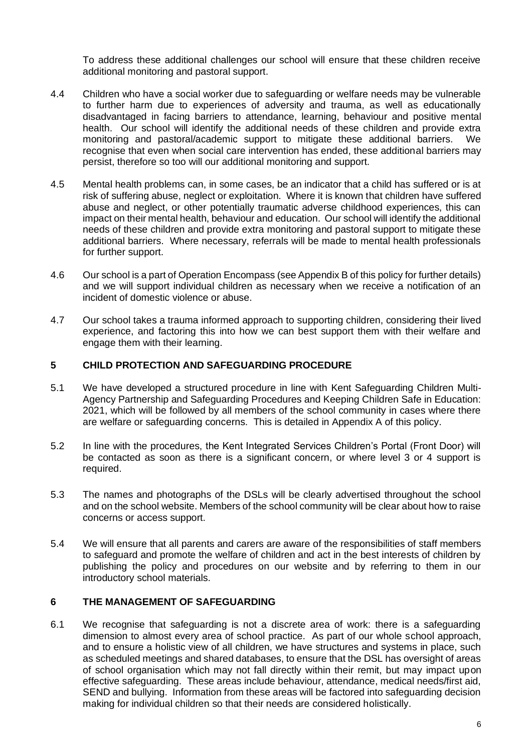To address these additional challenges our school will ensure that these children receive additional monitoring and pastoral support.

4.4 Children who have a social worker due to safeguarding or welfare needs may be vulnerable to further harm due to experiences of adversity and trauma, as well as educationally disadvantaged in facing barriers to attendance, learning, behaviour and positive mental health. Our school will identify the additional needs of these children and provide extra monitoring and pastoral/academic support to mitigate these additional barriers. We recognise that even when social care intervention has ended, these additional barriers may persist, therefore so too will our additional monitoring and support.

4.5 Mental health problems can, in some cases, be an indicator that a child has suffered or is at risk of suffering abuse, neglect or exploitation. Where it is known that children have suffered abuse and neglect, or other potentially traumatic adverse childhood experiences, this can impact on their mental health, behaviour and education. Our school will identify the additional needs of these children and provide extra monitoring and pastoral support to mitigate these additional barriers. Where necessary, referrals will be made to mental health professionals for further support.

4.6 Our school is a part of Operation Encompass (see Appendix B of this policy for further details) and we will support individual children as necessary when we receive a notification of an incident of domestic violence or abuse.

4.7 Our school takes a trauma informed approach to supporting children, considering their lived experience, and factoring this into how we can best support them with their welfare and engage them with their learning.

## 5 CHILD PROTECTION AND SAFEGUARDING PROCEDURE

5.1 We have developed a structured procedure in line with Kent Safeguarding Children Multi-Agency Partnership and Safeguarding Procedures and Keeping Children Safe in Education: 2021, which will be followed by all members of the school community in cases where there are welfare or safeguarding concerns. This is detailed in Appendix A of this policy.

5.2 In line with the procedures, the Kent Integrated Services Children's Portal (Front Door) will be contacted as soon as there is a significant concern, or where level 3 or 4 support is required.

5.3 The names and photographs of the DSLs will be clearly advertised throughout the school and on the school website. Members of the school community will be clear about how to raise concerns or access support.

5.4 We will ensure that all parents and carers are aware of the responsibilities of staff members to safeguard and promote the welfare of children and act in the best interests of children by publishing the policy and procedures on our website and by referring to them in our introductory school materials.

## 6 THE MANAGEMENT OF SAFEGUARDING

6.1 We recognise that safeguarding is not a discrete area of work: there is a safeguarding dimension to almost every area of school practice. As part of our whole school approach, and to ensure a holistic view of all children, we have structures and systems in place, such as scheduled meetings and shared databases, to ensure that the DSL has oversight of areas of school organisation which may not fall directly within their remit, but may impact upon effective safeguarding. These areas include behaviour, attendance, medical needs/first aid, SEND and bullying. Information from these areas will be factored into safeguarding decision making for individual children so that their needs are considered holistically.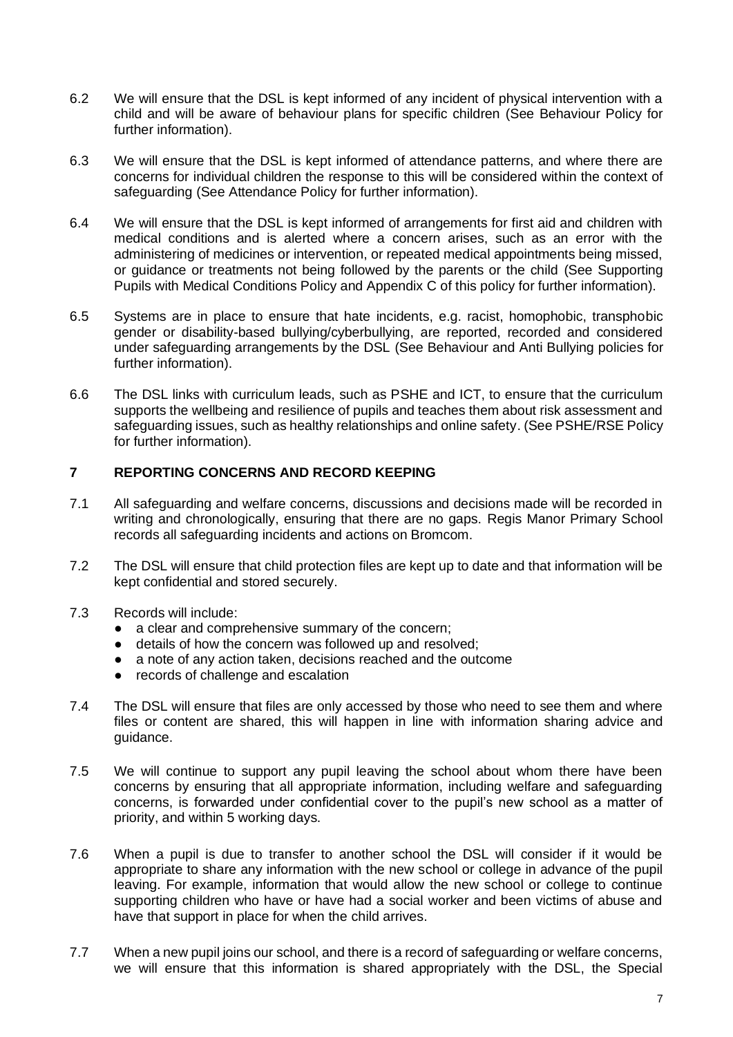6.2 We will ensure that the DSL is kept informed of any incident of physical intervention with a child and will be aware of behaviour plans for specific children (See Behaviour Policy for further information).

6.3 We will ensure that the DSL is kept informed of attendance patterns, and where there are concerns for individual children the response to this will be considered within the context of safeguarding (See Attendance Policy for further information).

6.4 We will ensure that the DSL is kept informed of arrangements for first aid and children with medical conditions and is alerted where a concern arises, such as an error with the administering of medicines or intervention, or repeated medical appointments being missed, or guidance or treatments not being followed by the parents or the child (See Supporting Pupils with Medical Conditions Policy and Appendix C of this policy for further information).

6.5 Systems are in place to ensure that hate incidents, e.g. racist, homophobic, transphobic gender or disability-based bullying/cyberbullying, are reported, recorded and considered under safeguarding arrangements by the DSL (See Behaviour and Anti Bullying policies for further information).

6.6 The DSL links with curriculum leads, such as PSHE and ICT, to ensure that the curriculum supports the wellbeing and resilience of pupils and teaches them about risk assessment and safeguarding issues, such as healthy relationships and online safety. (See PSHE/RSE Policy for further information).

## 7 REPORTING CONCERNS AND RECORD KEEPING

7.1 All safeguarding and welfare concerns, discussions and decisions made will be recorded in writing and chronologically, ensuring that there are no gaps. Regis Manor Primary School records all safeguarding incidents and actions on Bromcom.

7.2 The DSL will ensure that child protection files are kept up to date and that information will be kept confidential and stored securely.

7.3 Records will include:

- a clear and comprehensive summary of the concern;
- details of how the concern was followed up and resolved;
- a note of any action taken, decisions reached and the outcome
- records of challenge and escalation

7.4 The DSL will ensure that files are only accessed by those who need to see them and where files or content are shared, this will happen in line with information sharing advice and guidance.

7.5 We will continue to support any pupil leaving the school about whom there have been concerns by ensuring that all appropriate information, including welfare and safeguarding concerns, is forwarded under confidential cover to the pupil's new school as a matter of priority, and within 5 working days.

7.6 When a pupil is due to transfer to another school the DSL will consider if it would be appropriate to share any information with the new school or college in advance of the pupil leaving. For example, information that would allow the new school or college to continue supporting children who have or have had a social worker and been victims of abuse and have that support in place for when the child arrives.

7.7 When a new pupil joins our school, and there is a record of safeguarding or welfare concerns, we will ensure that this information is shared appropriately with the DSL, the Special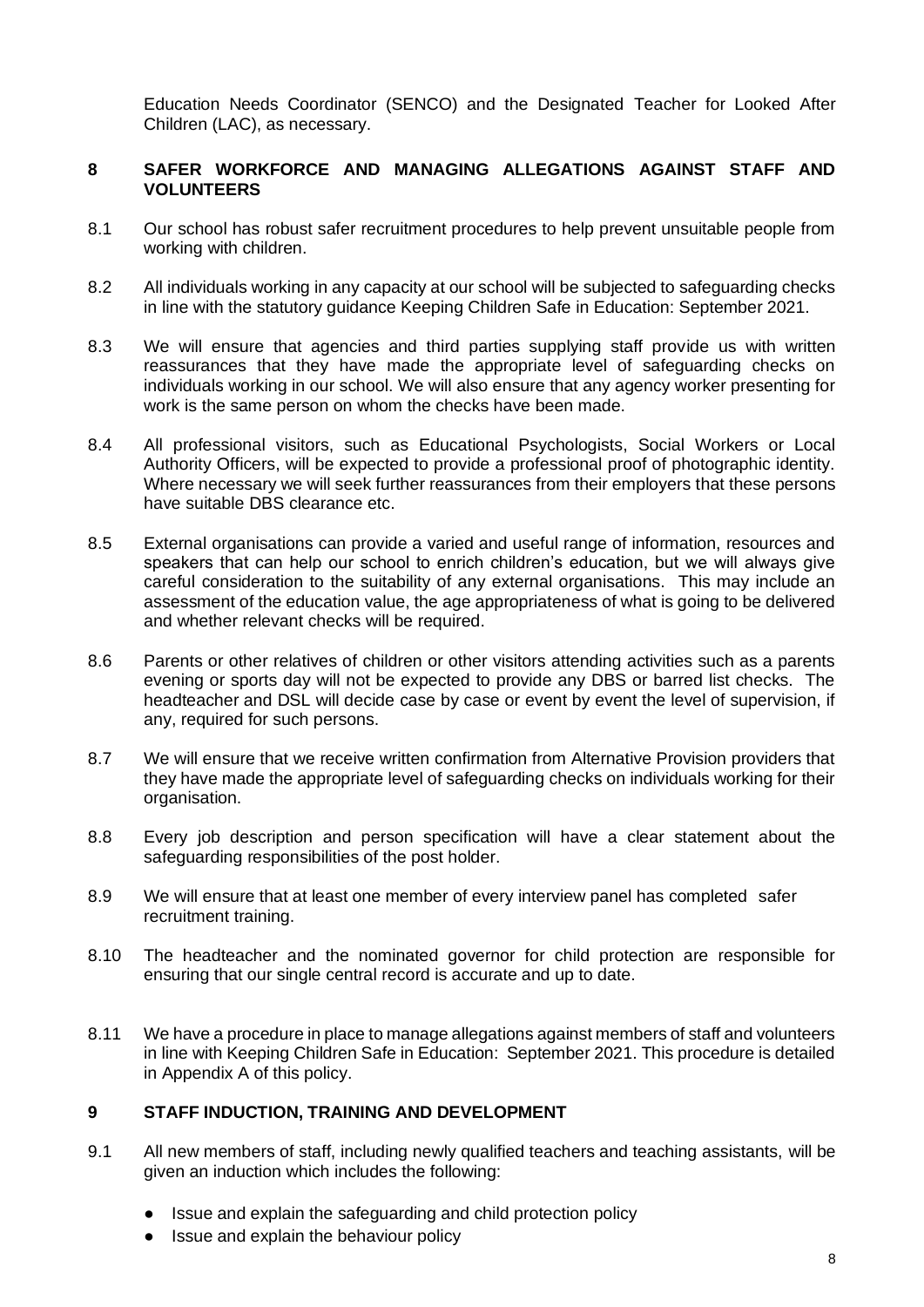Education Needs Coordinator (SENCO) and the Designated Teacher for Looked After Children (LAC), as necessary.

## 8 SAFER WORKFORCE AND MANAGING ALLEGATIONS AGAINST STAFF AND VOLUNTEERS

8.1 Our school has robust safer recruitment procedures to help prevent unsuitable people from working with children.

8.2 All individuals working in any capacity at our school will be subjected to safeguarding checks in line with the statutory guidance Keeping Children Safe in Education: September 2021.

8.3 We will ensure that agencies and third parties supplying staff provide us with written reassurances that they have made the appropriate level of safeguarding checks on individuals working in our school. We will also ensure that any agency worker presenting for work is the same person on whom the checks have been made.

8.4 All professional visitors, such as Educational Psychologists, Social Workers or Local Authority Officers, will be expected to provide a professional proof of photographic identity. Where necessary we will seek further reassurances from their employers that these persons have suitable DBS clearance etc.

8.5 External organisations can provide a varied and useful range of information, resources and speakers that can help our school to enrich children's education, but we will always give careful consideration to the suitability of any external organisations. This may include an assessment of the education value, the age appropriateness of what is going to be delivered and whether relevant checks will be required.

8.6 Parents or other relatives of children or other visitors attending activities such as a parents evening or sports day will not be expected to provide any DBS or barred list checks. The headteacher and DSL will decide case by case or event by event the level of supervision, if any, required for such persons.

8.7 We will ensure that we receive written confirmation from Alternative Provision providers that they have made the appropriate level of safeguarding checks on individuals working for their organisation.

8.8 Every job description and person specification will have a clear statement about the safeguarding responsibilities of the post holder.

8.9 We will ensure that at least one member of every interview panel has completed safer recruitment training.

8.10 The headteacher and the nominated governor for child protection are responsible for ensuring that our single central record is accurate and up to date.

8.11 We have a procedure in place to manage allegations against members of staff and volunteers in line with Keeping Children Safe in Education: September 2021. This procedure is detailed in Appendix A of this policy.

## 9 STAFF INDUCTION, TRAINING AND DEVELOPMENT

9.1 All new members of staff, including newly qualified teachers and teaching assistants, will be given an induction which includes the following:

- Issue and explain the safeguarding and child protection policy
- Issue and explain the behaviour policy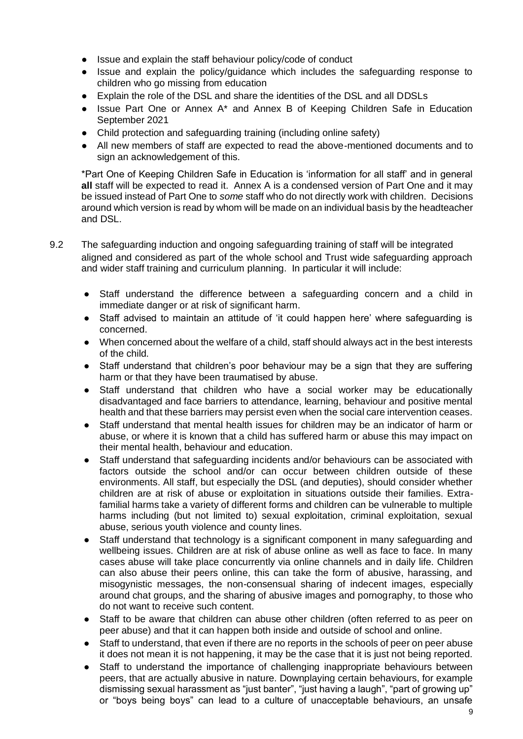- Issue and explain the staff behaviour policy/code of conduct
- Issue and explain the policy/guidance which includes the safeguarding response to children who go missing from education
- Explain the role of the DSL and share the identities of the DSL and all DDSLs
- Issue Part One or Annex A* and Annex B of Keeping Children Safe in Education September 2021
- Child protection and safeguarding training (including online safety)
- All new members of staff are expected to read the above-mentioned documents and to sign an acknowledgement of this.

*Part One of Keeping Children Safe in Education is 'information for all staff' and in general **all** staff will be expected to read it. Annex A is a condensed version of Part One and it may be issued instead of Part One to *some* staff who do not directly work with children. Decisions around which version is read by whom will be made on an individual basis by the headteacher and DSL.

9.2 The safeguarding induction and ongoing safeguarding training of staff will be integrated aligned and considered as part of the whole school and Trust wide safeguarding approach and wider staff training and curriculum planning. In particular it will include:

- Staff understand the difference between a safeguarding concern and a child in immediate danger or at risk of significant harm.
- Staff advised to maintain an attitude of 'it could happen here' where safeguarding is concerned.
- When concerned about the welfare of a child, staff should always act in the best interests of the child.
- Staff understand that children's poor behaviour may be a sign that they are suffering harm or that they have been traumatised by abuse.
- Staff understand that children who have a social worker may be educationally disadvantaged and face barriers to attendance, learning, behaviour and positive mental health and that these barriers may persist even when the social care intervention ceases.
- Staff understand that mental health issues for children may be an indicator of harm or abuse, or where it is known that a child has suffered harm or abuse this may impact on their mental health, behaviour and education.
- Staff understand that safeguarding incidents and/or behaviours can be associated with factors outside the school and/or can occur between children outside of these environments. All staff, but especially the DSL (and deputies), should consider whether children are at risk of abuse or exploitation in situations outside their families. Extra-familial harms take a variety of different forms and children can be vulnerable to multiple harms including (but not limited to) sexual exploitation, criminal exploitation, sexual abuse, serious youth violence and county lines.
- Staff understand that technology is a significant component in many safeguarding and wellbeing issues. Children are at risk of abuse online as well as face to face. In many cases abuse will take place concurrently via online channels and in daily life. Children can also abuse their peers online, this can take the form of abusive, harassing, and misogynistic messages, the non-consensual sharing of indecent images, especially around chat groups, and the sharing of abusive images and pornography, to those who do not want to receive such content.
- Staff to be aware that children can abuse other children (often referred to as peer on peer abuse) and that it can happen both inside and outside of school and online.
- Staff to understand, that even if there are no reports in the schools of peer on peer abuse it does not mean it is not happening, it may be the case that it is just not being reported.
- Staff to understand the importance of challenging inappropriate behaviours between peers, that are actually abusive in nature. Downplaying certain behaviours, for example dismissing sexual harassment as "just banter", "just having a laugh", "part of growing up" or "boys being boys" can lead to a culture of unacceptable behaviours, an unsafe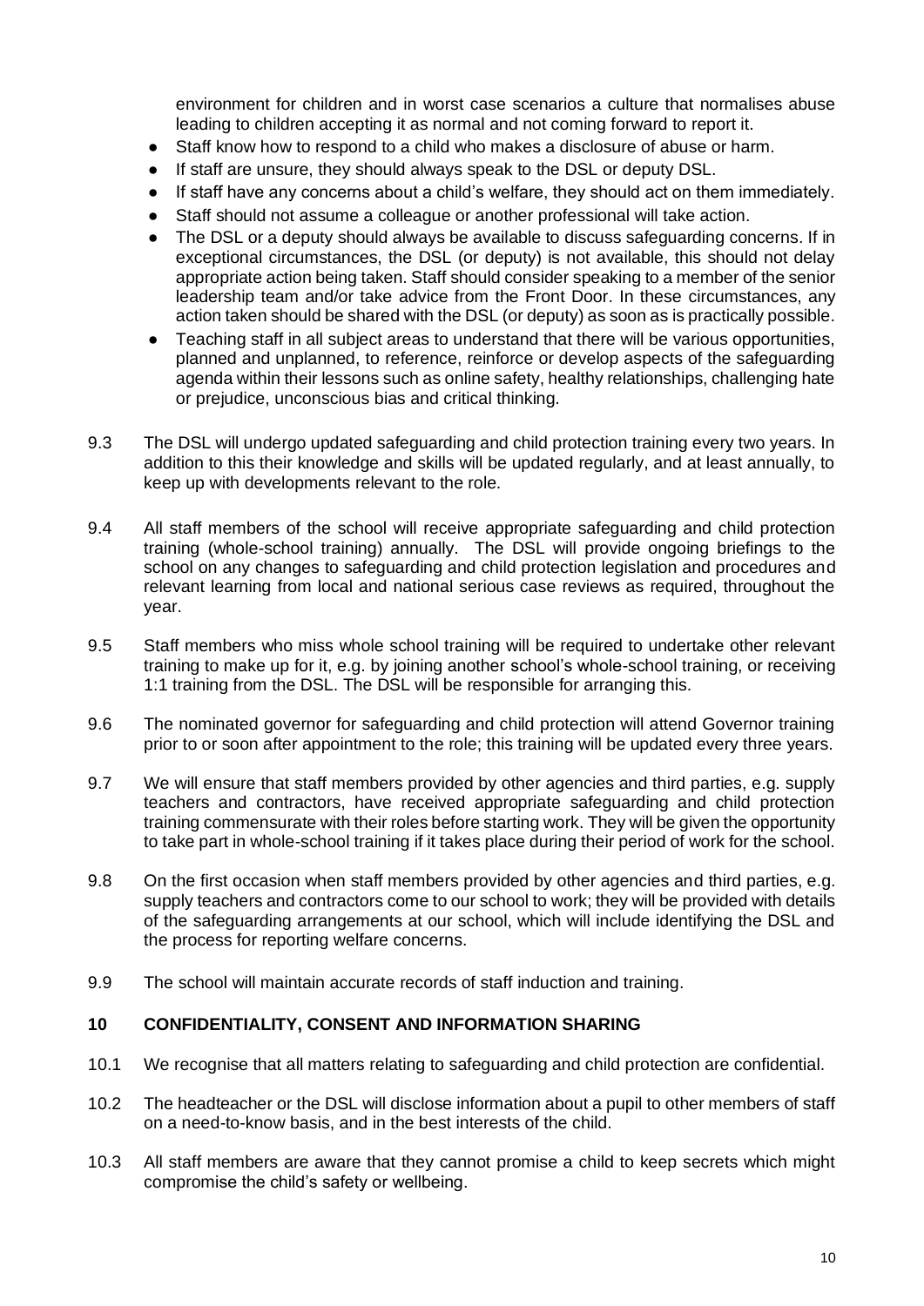environment for children and in worst case scenarios a culture that normalises abuse leading to children accepting it as normal and not coming forward to report it.

- Staff know how to respond to a child who makes a disclosure of abuse or harm.
- If staff are unsure, they should always speak to the DSL or deputy DSL.
- If staff have any concerns about a child's welfare, they should act on them immediately.
- Staff should not assume a colleague or another professional will take action.
- The DSL or a deputy should always be available to discuss safeguarding concerns. If in exceptional circumstances, the DSL (or deputy) is not available, this should not delay appropriate action being taken. Staff should consider speaking to a member of the senior leadership team and/or take advice from the Front Door. In these circumstances, any action taken should be shared with the DSL (or deputy) as soon as is practically possible.
- Teaching staff in all subject areas to understand that there will be various opportunities, planned and unplanned, to reference, reinforce or develop aspects of the safeguarding agenda within their lessons such as online safety, healthy relationships, challenging hate or prejudice, unconscious bias and critical thinking.

9.3 The DSL will undergo updated safeguarding and child protection training every two years. In addition to this their knowledge and skills will be updated regularly, and at least annually, to keep up with developments relevant to the role.

9.4 All staff members of the school will receive appropriate safeguarding and child protection training (whole-school training) annually. The DSL will provide ongoing briefings to the school on any changes to safeguarding and child protection legislation and procedures and relevant learning from local and national serious case reviews as required, throughout the year.

9.5 Staff members who miss whole school training will be required to undertake other relevant training to make up for it, e.g. by joining another school's whole-school training, or receiving 1:1 training from the DSL. The DSL will be responsible for arranging this.

9.6 The nominated governor for safeguarding and child protection will attend Governor training prior to or soon after appointment to the role; this training will be updated every three years.

9.7 We will ensure that staff members provided by other agencies and third parties, e.g. supply teachers and contractors, have received appropriate safeguarding and child protection training commensurate with their roles before starting work. They will be given the opportunity to take part in whole-school training if it takes place during their period of work for the school.

9.8 On the first occasion when staff members provided by other agencies and third parties, e.g. supply teachers and contractors come to our school to work; they will be provided with details of the safeguarding arrangements at our school, which will include identifying the DSL and the process for reporting welfare concerns.

9.9 The school will maintain accurate records of staff induction and training.

## 10 CONFIDENTIALITY, CONSENT AND INFORMATION SHARING

10.1 We recognise that all matters relating to safeguarding and child protection are confidential.

10.2 The headteacher or the DSL will disclose information about a pupil to other members of staff on a need-to-know basis, and in the best interests of the child.

10.3 All staff members are aware that they cannot promise a child to keep secrets which might compromise the child's safety or wellbeing.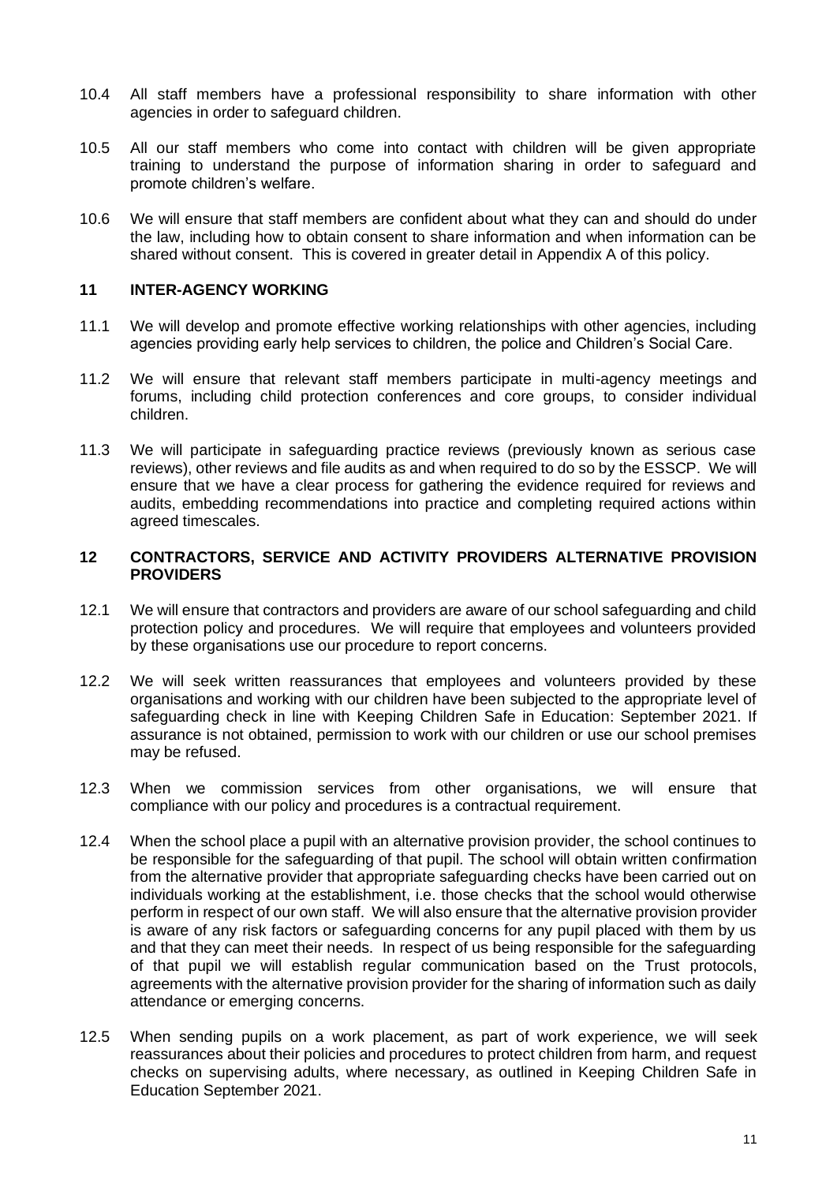10.4 All staff members have a professional responsibility to share information with other agencies in order to safeguard children.

10.5 All our staff members who come into contact with children will be given appropriate training to understand the purpose of information sharing in order to safeguard and promote children's welfare.

10.6 We will ensure that staff members are confident about what they can and should do under the law, including how to obtain consent to share information and when information can be shared without consent. This is covered in greater detail in Appendix A of this policy.

## 11 INTER-AGENCY WORKING

11.1 We will develop and promote effective working relationships with other agencies, including agencies providing early help services to children, the police and Children's Social Care.

11.2 We will ensure that relevant staff members participate in multi-agency meetings and forums, including child protection conferences and core groups, to consider individual children.

11.3 We will participate in safeguarding practice reviews (previously known as serious case reviews), other reviews and file audits as and when required to do so by the ESSCP. We will ensure that we have a clear process for gathering the evidence required for reviews and audits, embedding recommendations into practice and completing required actions within agreed timescales.

## 12 CONTRACTORS, SERVICE AND ACTIVITY PROVIDERS ALTERNATIVE PROVISION PROVIDERS

12.1 We will ensure that contractors and providers are aware of our school safeguarding and child protection policy and procedures. We will require that employees and volunteers provided by these organisations use our procedure to report concerns.

12.2 We will seek written reassurances that employees and volunteers provided by these organisations and working with our children have been subjected to the appropriate level of safeguarding check in line with Keeping Children Safe in Education: September 2021. If assurance is not obtained, permission to work with our children or use our school premises may be refused.

12.3 When we commission services from other organisations, we will ensure that compliance with our policy and procedures is a contractual requirement.

12.4 When the school place a pupil with an alternative provision provider, the school continues to be responsible for the safeguarding of that pupil. The school will obtain written confirmation from the alternative provider that appropriate safeguarding checks have been carried out on individuals working at the establishment, i.e. those checks that the school would otherwise perform in respect of our own staff. We will also ensure that the alternative provision provider is aware of any risk factors or safeguarding concerns for any pupil placed with them by us and that they can meet their needs. In respect of us being responsible for the safeguarding of that pupil we will establish regular communication based on the Trust protocols, agreements with the alternative provision provider for the sharing of information such as daily attendance or emerging concerns.

12.5 When sending pupils on a work placement, as part of work experience, we will seek reassurances about their policies and procedures to protect children from harm, and request checks on supervising adults, where necessary, as outlined in Keeping Children Safe in Education September 2021.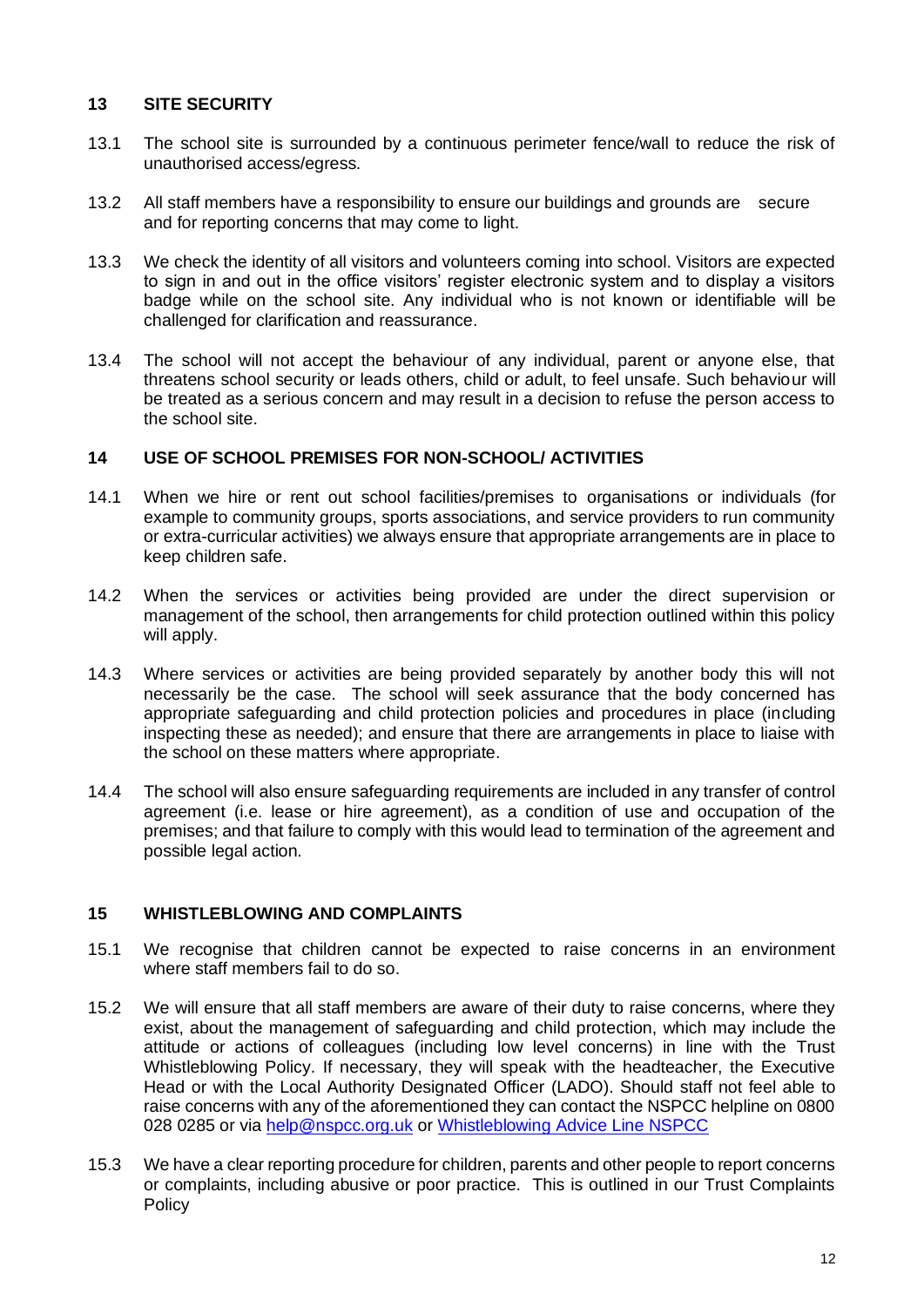## 13 SITE SECURITY

13.1 The school site is surrounded by a continuous perimeter fence/wall to reduce the risk of unauthorised access/egress.

13.2 All staff members have a responsibility to ensure our buildings and grounds are secure and for reporting concerns that may come to light.

13.3 We check the identity of all visitors and volunteers coming into school. Visitors are expected to sign in and out in the office visitors' register electronic system and to display a visitors badge while on the school site. Any individual who is not known or identifiable will be challenged for clarification and reassurance.

13.4 The school will not accept the behaviour of any individual, parent or anyone else, that threatens school security or leads others, child or adult, to feel unsafe. Such behaviour will be treated as a serious concern and may result in a decision to refuse the person access to the school site.

## 14 USE OF SCHOOL PREMISES FOR NON-SCHOOL/ ACTIVITIES

14.1 When we hire or rent out school facilities/premises to organisations or individuals (for example to community groups, sports associations, and service providers to run community or extra-curricular activities) we always ensure that appropriate arrangements are in place to keep children safe.

14.2 When the services or activities being provided are under the direct supervision or management of the school, then arrangements for child protection outlined within this policy will apply.

14.3 Where services or activities are being provided separately by another body this will not necessarily be the case. The school will seek assurance that the body concerned has appropriate safeguarding and child protection policies and procedures in place (including inspecting these as needed); and ensure that there are arrangements in place to liaise with the school on these matters where appropriate.

14.4 The school will also ensure safeguarding requirements are included in any transfer of control agreement (i.e. lease or hire agreement), as a condition of use and occupation of the premises; and that failure to comply with this would lead to termination of the agreement and possible legal action.

## 15 WHISTLEBLOWING AND COMPLAINTS

15.1 We recognise that children cannot be expected to raise concerns in an environment where staff members fail to do so.

15.2 We will ensure that all staff members are aware of their duty to raise concerns, where they exist, about the management of safeguarding and child protection, which may include the attitude or actions of colleagues (including low level concerns) in line with the Trust Whistleblowing Policy. If necessary, they will speak with the headteacher, the Executive Head or with the Local Authority Designated Officer (LADO). Should staff not feel able to raise concerns with any of the aforementioned they can contact the NSPCC helpline on 0800 028 0285 or via help@nspcc.org.uk or Whistleblowing Advice Line NSPCC

15.3 We have a clear reporting procedure for children, parents and other people to report concerns or complaints, including abusive or poor practice. This is outlined in our Trust Complaints Policy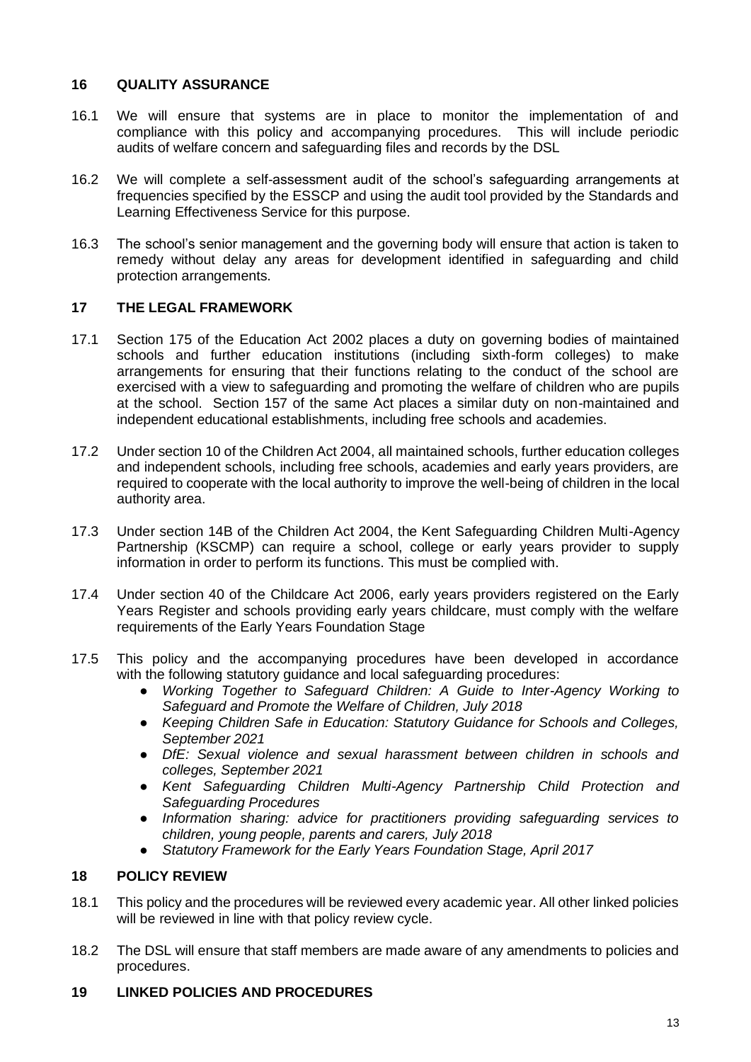## 16 QUALITY ASSURANCE

16.1 We will ensure that systems are in place to monitor the implementation of and compliance with this policy and accompanying procedures. This will include periodic audits of welfare concern and safeguarding files and records by the DSL

16.2 We will complete a self-assessment audit of the school's safeguarding arrangements at frequencies specified by the ESSCP and using the audit tool provided by the Standards and Learning Effectiveness Service for this purpose.

16.3 The school's senior management and the governing body will ensure that action is taken to remedy without delay any areas for development identified in safeguarding and child protection arrangements.

## 17 THE LEGAL FRAMEWORK

17.1 Section 175 of the Education Act 2002 places a duty on governing bodies of maintained schools and further education institutions (including sixth-form colleges) to make arrangements for ensuring that their functions relating to the conduct of the school are exercised with a view to safeguarding and promoting the welfare of children who are pupils at the school. Section 157 of the same Act places a similar duty on non-maintained and independent educational establishments, including free schools and academies.

17.2 Under section 10 of the Children Act 2004, all maintained schools, further education colleges and independent schools, including free schools, academies and early years providers, are required to cooperate with the local authority to improve the well-being of children in the local authority area.

17.3 Under section 14B of the Children Act 2004, the Kent Safeguarding Children Multi-Agency Partnership (KSCMP) can require a school, college or early years provider to supply information in order to perform its functions. This must be complied with.

17.4 Under section 40 of the Childcare Act 2006, early years providers registered on the Early Years Register and schools providing early years childcare, must comply with the welfare requirements of the Early Years Foundation Stage

17.5 This policy and the accompanying procedures have been developed in accordance with the following statutory guidance and local safeguarding procedures:

- *Working Together to Safeguard Children: A Guide to Inter-Agency Working to Safeguard and Promote the Welfare of Children, July 2018*
- *Keeping Children Safe in Education: Statutory Guidance for Schools and Colleges, September 2021*
- *DfE: Sexual violence and sexual harassment between children in schools and colleges, September 2021*
- *Kent Safeguarding Children Multi-Agency Partnership Child Protection and Safeguarding Procedures*
- *Information sharing: advice for practitioners providing safeguarding services to children, young people, parents and carers, July 2018*
- *Statutory Framework for the Early Years Foundation Stage, April 2017*

## 18 POLICY REVIEW

18.1 This policy and the procedures will be reviewed every academic year. All other linked policies will be reviewed in line with that policy review cycle.

18.2 The DSL will ensure that staff members are made aware of any amendments to policies and procedures.

## 19 LINKED POLICIES AND PROCEDURES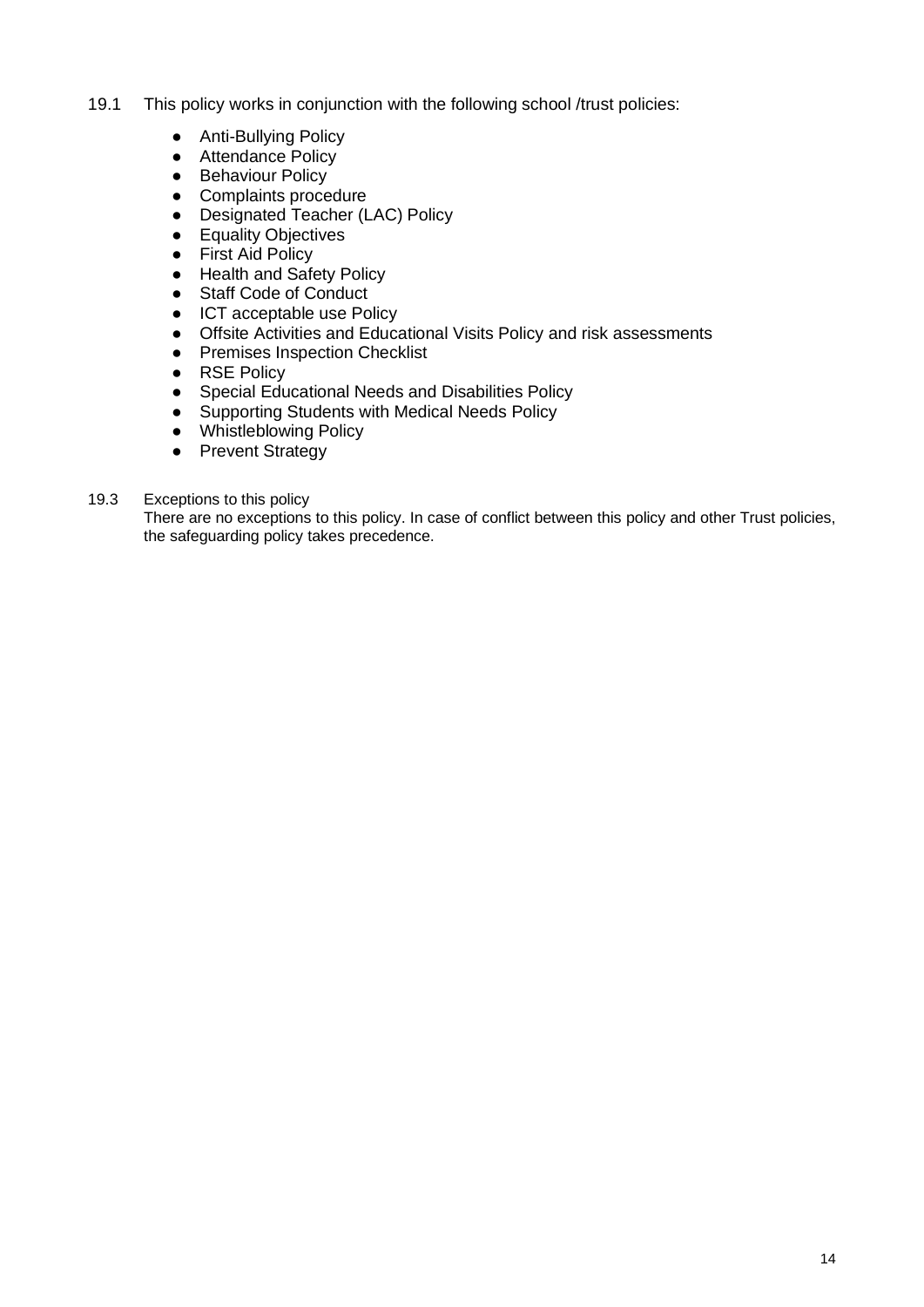19.1 This policy works in conjunction with the following school /trust policies:

- Anti-Bullying Policy
- Attendance Policy
- Behaviour Policy
- Complaints procedure
- Designated Teacher (LAC) Policy
- Equality Objectives
- First Aid Policy
- Health and Safety Policy
- Staff Code of Conduct
- ICT acceptable use Policy
- Offsite Activities and Educational Visits Policy and risk assessments
- Premises Inspection Checklist
- RSE Policy
- Special Educational Needs and Disabilities Policy
- Supporting Students with Medical Needs Policy
- Whistleblowing Policy
- Prevent Strategy

19.3 Exceptions to this policy

There are no exceptions to this policy. In case of conflict between this policy and other Trust policies, the safeguarding policy takes precedence.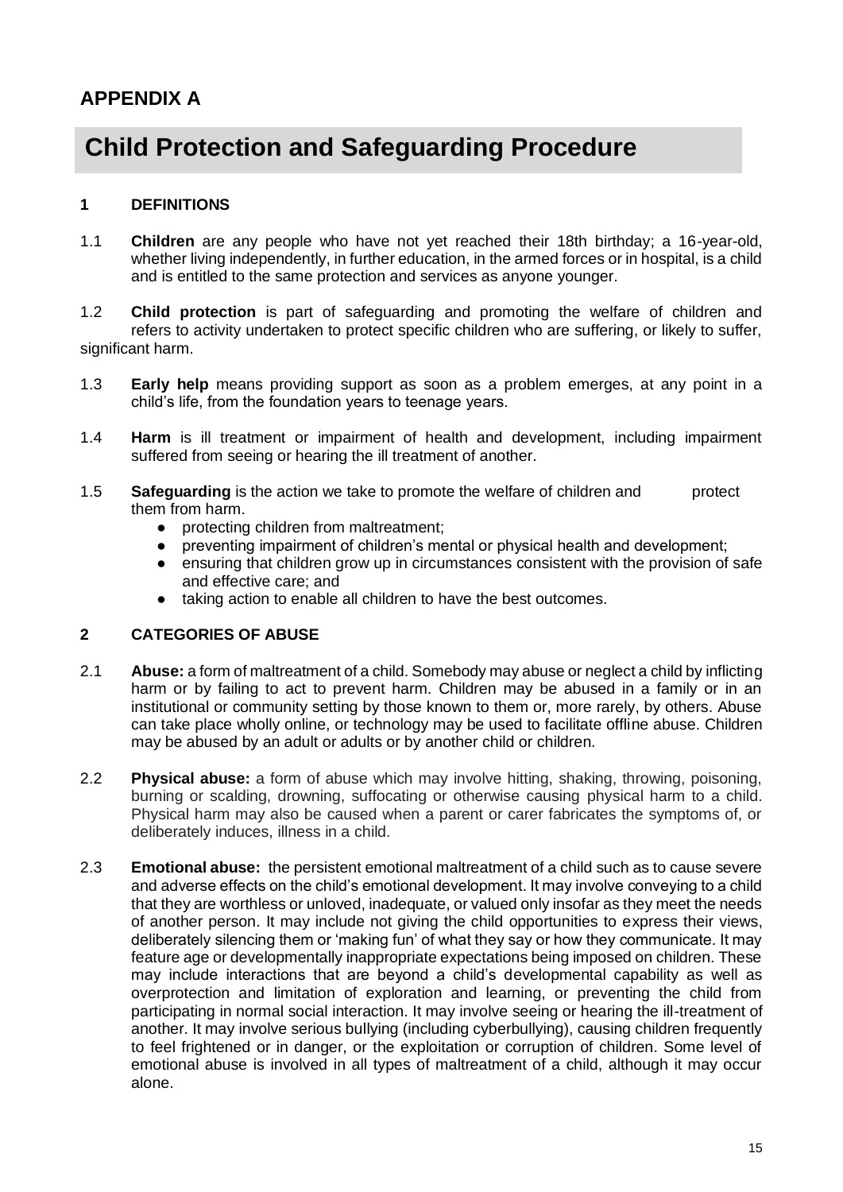## APPENDIX A

# Child Protection and Safeguarding Procedure

### 1 DEFINITIONS

1.1 **Children** are any people who have not yet reached their 18th birthday; a 16-year-old, whether living independently, in further education, in the armed forces or in hospital, is a child and is entitled to the same protection and services as anyone younger.

1.2 **Child protection** is part of safeguarding and promoting the welfare of children and refers to activity undertaken to protect specific children who are suffering, or likely to suffer, significant harm.

1.3 **Early help** means providing support as soon as a problem emerges, at any point in a child's life, from the foundation years to teenage years.

1.4 **Harm** is ill treatment or impairment of health and development, including impairment suffered from seeing or hearing the ill treatment of another.

1.5 **Safeguarding** is the action we take to promote the welfare of children and protect them from harm.

- protecting children from maltreatment;
- preventing impairment of children's mental or physical health and development;
- ensuring that children grow up in circumstances consistent with the provision of safe and effective care; and
- taking action to enable all children to have the best outcomes.

### 2 CATEGORIES OF ABUSE

2.1 **Abuse:** a form of maltreatment of a child. Somebody may abuse or neglect a child by inflicting harm or by failing to act to prevent harm. Children may be abused in a family or in an institutional or community setting by those known to them or, more rarely, by others. Abuse can take place wholly online, or technology may be used to facilitate offline abuse. Children may be abused by an adult or adults or by another child or children.

2.2 **Physical abuse:** a form of abuse which may involve hitting, shaking, throwing, poisoning, burning or scalding, drowning, suffocating or otherwise causing physical harm to a child. Physical harm may also be caused when a parent or carer fabricates the symptoms of, or deliberately induces, illness in a child.

2.3 **Emotional abuse:** the persistent emotional maltreatment of a child such as to cause severe and adverse effects on the child's emotional development. It may involve conveying to a child that they are worthless or unloved, inadequate, or valued only insofar as they meet the needs of another person. It may include not giving the child opportunities to express their views, deliberately silencing them or 'making fun' of what they say or how they communicate. It may feature age or developmentally inappropriate expectations being imposed on children. These may include interactions that are beyond a child's developmental capability as well as overprotection and limitation of exploration and learning, or preventing the child from participating in normal social interaction. It may involve seeing or hearing the ill-treatment of another. It may involve serious bullying (including cyberbullying), causing children frequently to feel frightened or in danger, or the exploitation or corruption of children. Some level of emotional abuse is involved in all types of maltreatment of a child, although it may occur alone.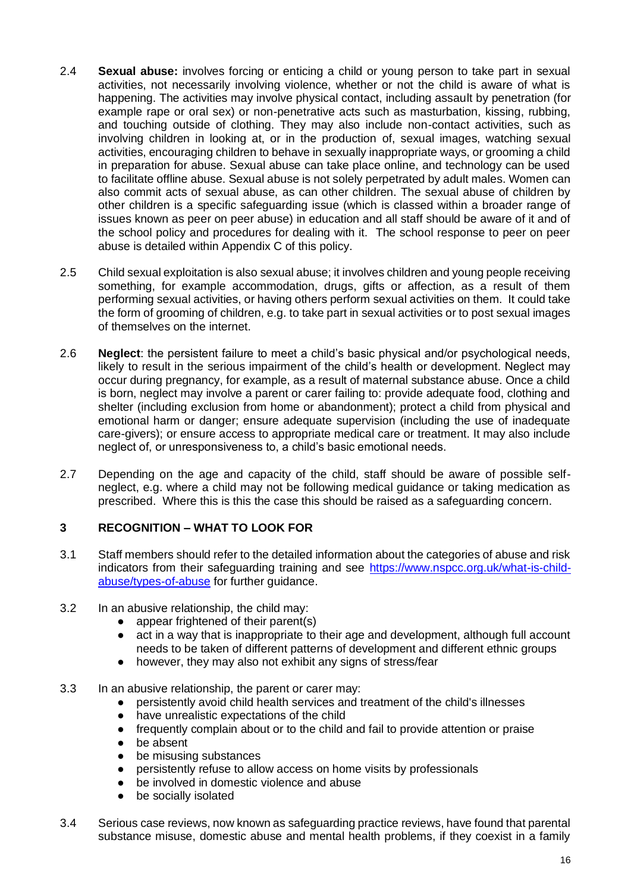2.4 **Sexual abuse:** involves forcing or enticing a child or young person to take part in sexual activities, not necessarily involving violence, whether or not the child is aware of what is happening. The activities may involve physical contact, including assault by penetration (for example rape or oral sex) or non-penetrative acts such as masturbation, kissing, rubbing, and touching outside of clothing. They may also include non-contact activities, such as involving children in looking at, or in the production of, sexual images, watching sexual activities, encouraging children to behave in sexually inappropriate ways, or grooming a child in preparation for abuse. Sexual abuse can take place online, and technology can be used to facilitate offline abuse. Sexual abuse is not solely perpetrated by adult males. Women can also commit acts of sexual abuse, as can other children. The sexual abuse of children by other children is a specific safeguarding issue (which is classed within a broader range of issues known as peer on peer abuse) in education and all staff should be aware of it and of the school policy and procedures for dealing with it. The school response to peer on peer abuse is detailed within Appendix C of this policy.

2.5 Child sexual exploitation is also sexual abuse; it involves children and young people receiving something, for example accommodation, drugs, gifts or affection, as a result of them performing sexual activities, or having others perform sexual activities on them. It could take the form of grooming of children, e.g. to take part in sexual activities or to post sexual images of themselves on the internet.

2.6 **Neglect**: the persistent failure to meet a child's basic physical and/or psychological needs, likely to result in the serious impairment of the child's health or development. Neglect may occur during pregnancy, for example, as a result of maternal substance abuse. Once a child is born, neglect may involve a parent or carer failing to: provide adequate food, clothing and shelter (including exclusion from home or abandonment); protect a child from physical and emotional harm or danger; ensure adequate supervision (including the use of inadequate care-givers); or ensure access to appropriate medical care or treatment. It may also include neglect of, or unresponsiveness to, a child's basic emotional needs.

2.7 Depending on the age and capacity of the child, staff should be aware of possible self-neglect, e.g. where a child may not be following medical guidance or taking medication as prescribed. Where this is this the case this should be raised as a safeguarding concern.

## 3 RECOGNITION – WHAT TO LOOK FOR

3.1 Staff members should refer to the detailed information about the categories of abuse and risk indicators from their safeguarding training and see [https://www.nspcc.org.uk/what-is-child-abuse/types-of-abuse](https://www.nspcc.org.uk/what-is-child-abuse/types-of-abuse) for further guidance.

3.2 In an abusive relationship, the child may:

- appear frightened of their parent(s)
- act in a way that is inappropriate to their age and development, although full account needs to be taken of different patterns of development and different ethnic groups
- however, they may also not exhibit any signs of stress/fear

3.3 In an abusive relationship, the parent or carer may:

- persistently avoid child health services and treatment of the child's illnesses
- have unrealistic expectations of the child
- frequently complain about or to the child and fail to provide attention or praise
- be absent
- be misusing substances
- persistently refuse to allow access on home visits by professionals
- be involved in domestic violence and abuse
- be socially isolated

3.4 Serious case reviews, now known as safeguarding practice reviews, have found that parental substance misuse, domestic abuse and mental health problems, if they coexist in a family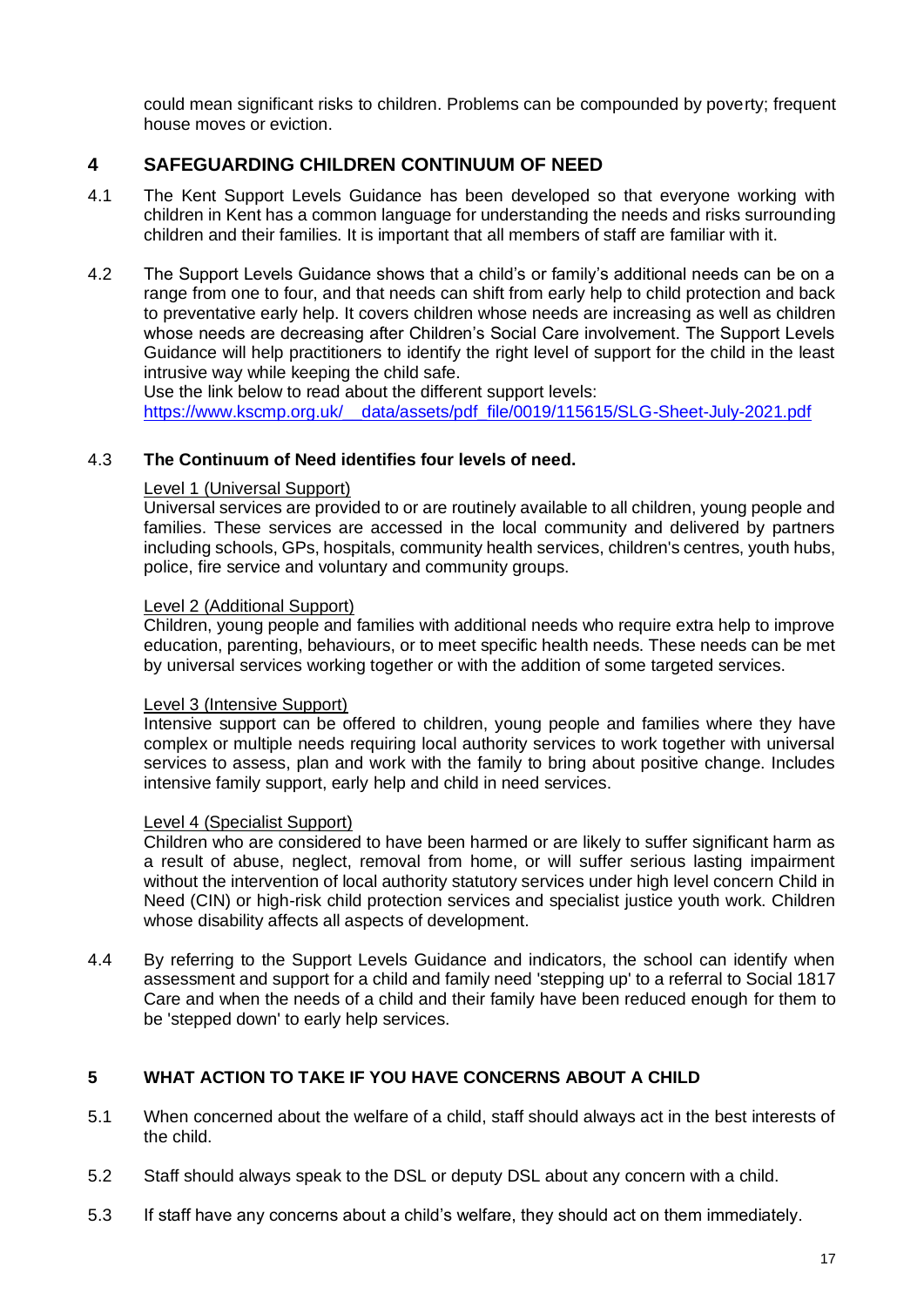could mean significant risks to children. Problems can be compounded by poverty; frequent house moves or eviction.

## 4 SAFEGUARDING CHILDREN CONTINUUM OF NEED

4.1 The Kent Support Levels Guidance has been developed so that everyone working with children in Kent has a common language for understanding the needs and risks surrounding children and their families. It is important that all members of staff are familiar with it.

4.2 The Support Levels Guidance shows that a child's or family's additional needs can be on a range from one to four, and that needs can shift from early help to child protection and back to preventative early help. It covers children whose needs are increasing as well as children whose needs are decreasing after Children's Social Care involvement. The Support Levels Guidance will help practitioners to identify the right level of support for the child in the least intrusive way while keeping the child safe.
Use the link below to read about the different support levels:
https://www.kscmp.org.uk/__data/assets/pdf_file/0019/115615/SLG-Sheet-July-2021.pdf

4.3 **The Continuum of Need identifies four levels of need.**

Level 1 (Universal Support)
Universal services are provided to or are routinely available to all children, young people and families. These services are accessed in the local community and delivered by partners including schools, GPs, hospitals, community health services, children's centres, youth hubs, police, fire service and voluntary and community groups.

Level 2 (Additional Support)
Children, young people and families with additional needs who require extra help to improve education, parenting, behaviours, or to meet specific health needs. These needs can be met by universal services working together or with the addition of some targeted services.

Level 3 (Intensive Support)
Intensive support can be offered to children, young people and families where they have complex or multiple needs requiring local authority services to work together with universal services to assess, plan and work with the family to bring about positive change. Includes intensive family support, early help and child in need services.

Level 4 (Specialist Support)
Children who are considered to have been harmed or are likely to suffer significant harm as a result of abuse, neglect, removal from home, or will suffer serious lasting impairment without the intervention of local authority statutory services under high level concern Child in Need (CIN) or high-risk child protection services and specialist justice youth work. Children whose disability affects all aspects of development.

4.4 By referring to the Support Levels Guidance and indicators, the school can identify when assessment and support for a child and family need 'stepping up' to a referral to Social 1817 Care and when the needs of a child and their family have been reduced enough for them to be 'stepped down' to early help services.

## 5 WHAT ACTION TO TAKE IF YOU HAVE CONCERNS ABOUT A CHILD

5.1 When concerned about the welfare of a child, staff should always act in the best interests of the child.

5.2 Staff should always speak to the DSL or deputy DSL about any concern with a child.

5.3 If staff have any concerns about a child's welfare, they should act on them immediately.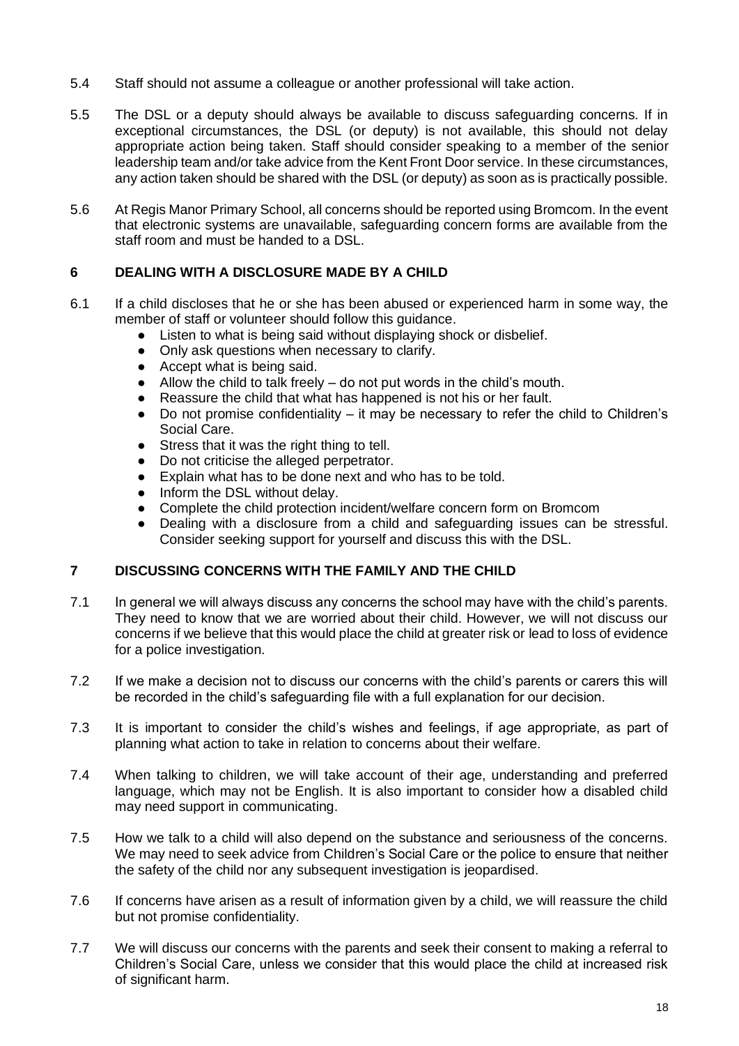5.4 Staff should not assume a colleague or another professional will take action.

5.5 The DSL or a deputy should always be available to discuss safeguarding concerns. If in exceptional circumstances, the DSL (or deputy) is not available, this should not delay appropriate action being taken. Staff should consider speaking to a member of the senior leadership team and/or take advice from the Kent Front Door service. In these circumstances, any action taken should be shared with the DSL (or deputy) as soon as is practically possible.

5.6 At Regis Manor Primary School, all concerns should be reported using Bromcom. In the event that electronic systems are unavailable, safeguarding concern forms are available from the staff room and must be handed to a DSL.

## 6 DEALING WITH A DISCLOSURE MADE BY A CHILD

6.1 If a child discloses that he or she has been abused or experienced harm in some way, the member of staff or volunteer should follow this guidance.

- Listen to what is being said without displaying shock or disbelief.
- Only ask questions when necessary to clarify.
- Accept what is being said.
- Allow the child to talk freely – do not put words in the child's mouth.
- Reassure the child that what has happened is not his or her fault.
- Do not promise confidentiality – it may be necessary to refer the child to Children's Social Care.
- Stress that it was the right thing to tell.
- Do not criticise the alleged perpetrator.
- Explain what has to be done next and who has to be told.
- Inform the DSL without delay.
- Complete the child protection incident/welfare concern form on Bromcom
- Dealing with a disclosure from a child and safeguarding issues can be stressful. Consider seeking support for yourself and discuss this with the DSL.

## 7 DISCUSSING CONCERNS WITH THE FAMILY AND THE CHILD

7.1 In general we will always discuss any concerns the school may have with the child's parents. They need to know that we are worried about their child. However, we will not discuss our concerns if we believe that this would place the child at greater risk or lead to loss of evidence for a police investigation.

7.2 If we make a decision not to discuss our concerns with the child's parents or carers this will be recorded in the child's safeguarding file with a full explanation for our decision.

7.3 It is important to consider the child's wishes and feelings, if age appropriate, as part of planning what action to take in relation to concerns about their welfare.

7.4 When talking to children, we will take account of their age, understanding and preferred language, which may not be English. It is also important to consider how a disabled child may need support in communicating.

7.5 How we talk to a child will also depend on the substance and seriousness of the concerns. We may need to seek advice from Children's Social Care or the police to ensure that neither the safety of the child nor any subsequent investigation is jeopardised.

7.6 If concerns have arisen as a result of information given by a child, we will reassure the child but not promise confidentiality.

7.7 We will discuss our concerns with the parents and seek their consent to making a referral to Children's Social Care, unless we consider that this would place the child at increased risk of significant harm.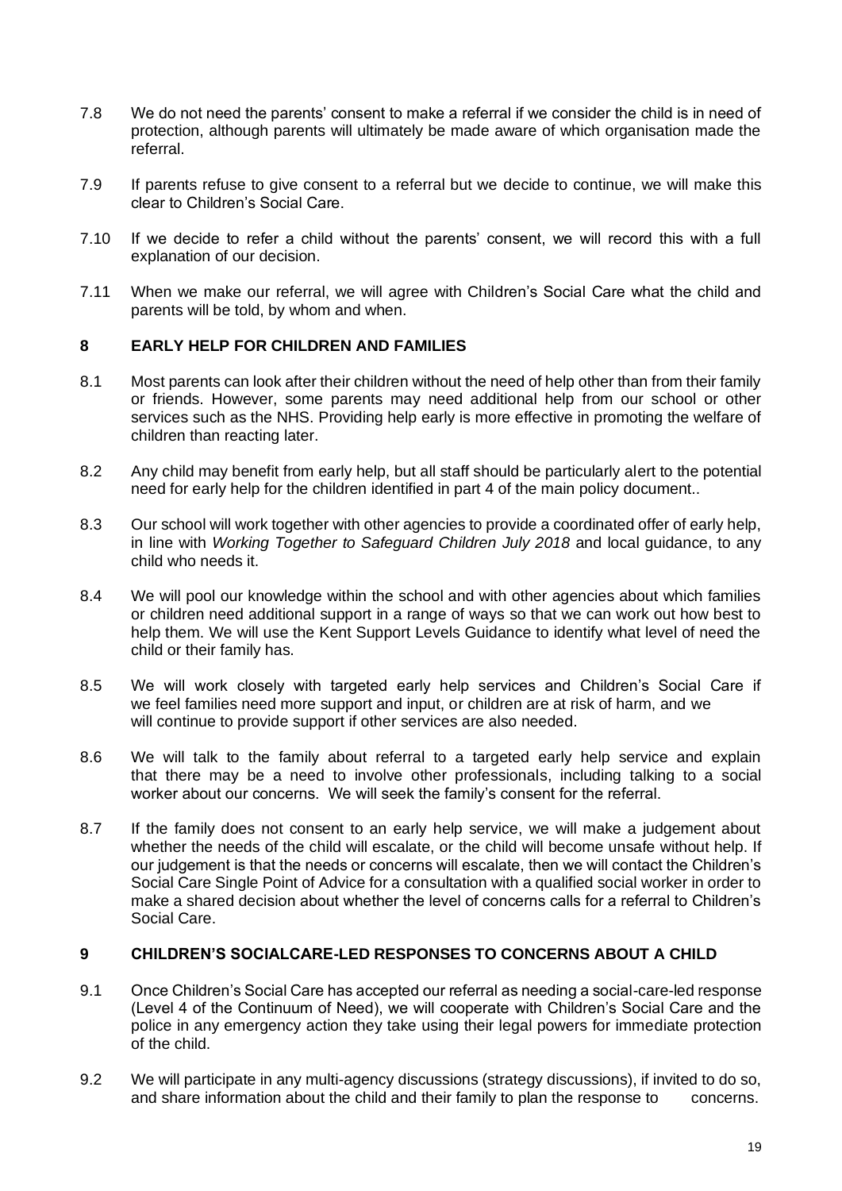7.8 We do not need the parents' consent to make a referral if we consider the child is in need of protection, although parents will ultimately be made aware of which organisation made the referral.

7.9 If parents refuse to give consent to a referral but we decide to continue, we will make this clear to Children's Social Care.

7.10 If we decide to refer a child without the parents' consent, we will record this with a full explanation of our decision.

7.11 When we make our referral, we will agree with Children's Social Care what the child and parents will be told, by whom and when.

## 8 EARLY HELP FOR CHILDREN AND FAMILIES

8.1 Most parents can look after their children without the need of help other than from their family or friends. However, some parents may need additional help from our school or other services such as the NHS. Providing help early is more effective in promoting the welfare of children than reacting later.

8.2 Any child may benefit from early help, but all staff should be particularly alert to the potential need for early help for the children identified in part 4 of the main policy document..

8.3 Our school will work together with other agencies to provide a coordinated offer of early help, in line with *Working Together to Safeguard Children July 2018* and local guidance, to any child who needs it.

8.4 We will pool our knowledge within the school and with other agencies about which families or children need additional support in a range of ways so that we can work out how best to help them. We will use the Kent Support Levels Guidance to identify what level of need the child or their family has.

8.5 We will work closely with targeted early help services and Children's Social Care if we feel families need more support and input, or children are at risk of harm, and we will continue to provide support if other services are also needed.

8.6 We will talk to the family about referral to a targeted early help service and explain that there may be a need to involve other professionals, including talking to a social worker about our concerns. We will seek the family's consent for the referral.

8.7 If the family does not consent to an early help service, we will make a judgement about whether the needs of the child will escalate, or the child will become unsafe without help. If our judgement is that the needs or concerns will escalate, then we will contact the Children's Social Care Single Point of Advice for a consultation with a qualified social worker in order to make a shared decision about whether the level of concerns calls for a referral to Children's Social Care.

## 9 CHILDREN'S SOCIALCARE-LED RESPONSES TO CONCERNS ABOUT A CHILD

9.1 Once Children's Social Care has accepted our referral as needing a social-care-led response (Level 4 of the Continuum of Need), we will cooperate with Children's Social Care and the police in any emergency action they take using their legal powers for immediate protection of the child.

9.2 We will participate in any multi-agency discussions (strategy discussions), if invited to do so, and share information about the child and their family to plan the response to concerns.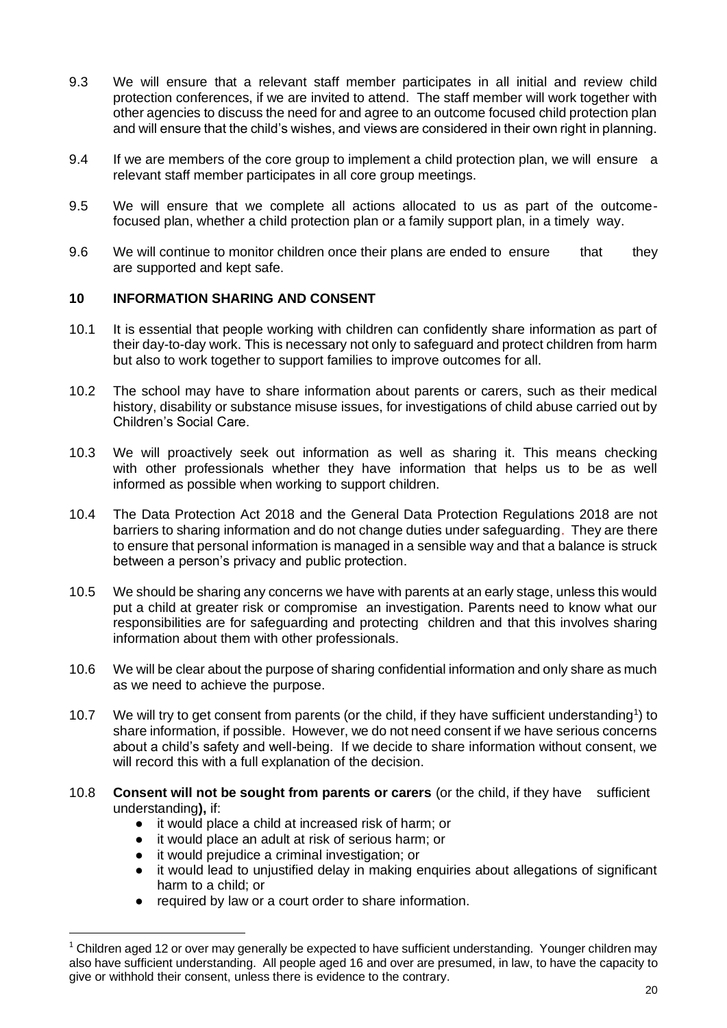9.3 We will ensure that a relevant staff member participates in all initial and review child protection conferences, if we are invited to attend. The staff member will work together with other agencies to discuss the need for and agree to an outcome focused child protection plan and will ensure that the child's wishes, and views are considered in their own right in planning.

9.4 If we are members of the core group to implement a child protection plan, we will ensure a relevant staff member participates in all core group meetings.

9.5 We will ensure that we complete all actions allocated to us as part of the outcome-focused plan, whether a child protection plan or a family support plan, in a timely way.

9.6 We will continue to monitor children once their plans are ended to ensure that they are supported and kept safe.

## 10 INFORMATION SHARING AND CONSENT

10.1 It is essential that people working with children can confidently share information as part of their day-to-day work. This is necessary not only to safeguard and protect children from harm but also to work together to support families to improve outcomes for all.

10.2 The school may have to share information about parents or carers, such as their medical history, disability or substance misuse issues, for investigations of child abuse carried out by Children's Social Care.

10.3 We will proactively seek out information as well as sharing it. This means checking with other professionals whether they have information that helps us to be as well informed as possible when working to support children.

10.4 The Data Protection Act 2018 and the General Data Protection Regulations 2018 are not barriers to sharing information and do not change duties under safeguarding. They are there to ensure that personal information is managed in a sensible way and that a balance is struck between a person's privacy and public protection.

10.5 We should be sharing any concerns we have with parents at an early stage, unless this would put a child at greater risk or compromise an investigation. Parents need to know what our responsibilities are for safeguarding and protecting children and that this involves sharing information about them with other professionals.

10.6 We will be clear about the purpose of sharing confidential information and only share as much as we need to achieve the purpose.

10.7 We will try to get consent from parents (or the child, if they have sufficient understanding[1]) to share information, if possible. However, we do not need consent if we have serious concerns about a child's safety and well-being. If we decide to share information without consent, we will record this with a full explanation of the decision.

10.8 **Consent will not be sought from parents or carers** (or the child, if they have sufficient understanding**),** if:

- it would place a child at increased risk of harm; or
- it would place an adult at risk of serious harm; or
- it would prejudice a criminal investigation; or
- it would lead to unjustified delay in making enquiries about allegations of significant harm to a child; or
- required by law or a court order to share information.

[1] Children aged 12 or over may generally be expected to have sufficient understanding. Younger children may also have sufficient understanding. All people aged 16 and over are presumed, in law, to have the capacity to give or withhold their consent, unless there is evidence to the contrary.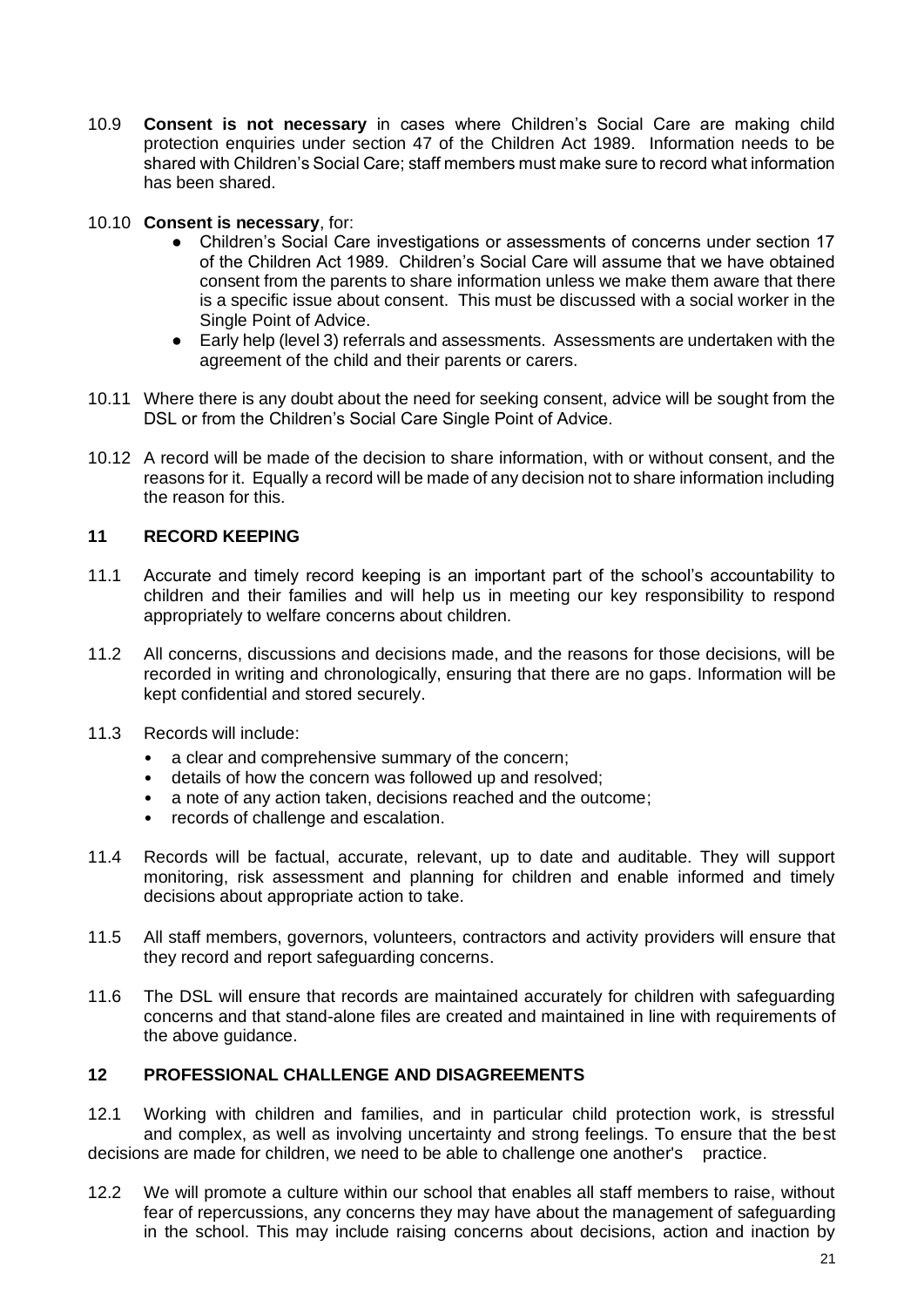10.9 **Consent is not necessary** in cases where Children's Social Care are making child protection enquiries under section 47 of the Children Act 1989. Information needs to be shared with Children's Social Care; staff members must make sure to record what information has been shared.

10.10 **Consent is necessary**, for:

- Children's Social Care investigations or assessments of concerns under section 17 of the Children Act 1989. Children's Social Care will assume that we have obtained consent from the parents to share information unless we make them aware that there is a specific issue about consent. This must be discussed with a social worker in the Single Point of Advice.
- Early help (level 3) referrals and assessments. Assessments are undertaken with the agreement of the child and their parents or carers.

10.11 Where there is any doubt about the need for seeking consent, advice will be sought from the DSL or from the Children's Social Care Single Point of Advice.

10.12 A record will be made of the decision to share information, with or without consent, and the reasons for it. Equally a record will be made of any decision not to share information including the reason for this.

## 11 RECORD KEEPING

11.1 Accurate and timely record keeping is an important part of the school's accountability to children and their families and will help us in meeting our key responsibility to respond appropriately to welfare concerns about children.

11.2 All concerns, discussions and decisions made, and the reasons for those decisions, will be recorded in writing and chronologically, ensuring that there are no gaps. Information will be kept confidential and stored securely.

11.3 Records will include:

- a clear and comprehensive summary of the concern;
- details of how the concern was followed up and resolved;
- a note of any action taken, decisions reached and the outcome;
- records of challenge and escalation.

11.4 Records will be factual, accurate, relevant, up to date and auditable. They will support monitoring, risk assessment and planning for children and enable informed and timely decisions about appropriate action to take.

11.5 All staff members, governors, volunteers, contractors and activity providers will ensure that they record and report safeguarding concerns.

11.6 The DSL will ensure that records are maintained accurately for children with safeguarding concerns and that stand-alone files are created and maintained in line with requirements of the above guidance.

## 12 PROFESSIONAL CHALLENGE AND DISAGREEMENTS

12.1 Working with children and families, and in particular child protection work, is stressful and complex, as well as involving uncertainty and strong feelings. To ensure that the best decisions are made for children, we need to be able to challenge one another's practice.

12.2 We will promote a culture within our school that enables all staff members to raise, without fear of repercussions, any concerns they may have about the management of safeguarding in the school. This may include raising concerns about decisions, action and inaction by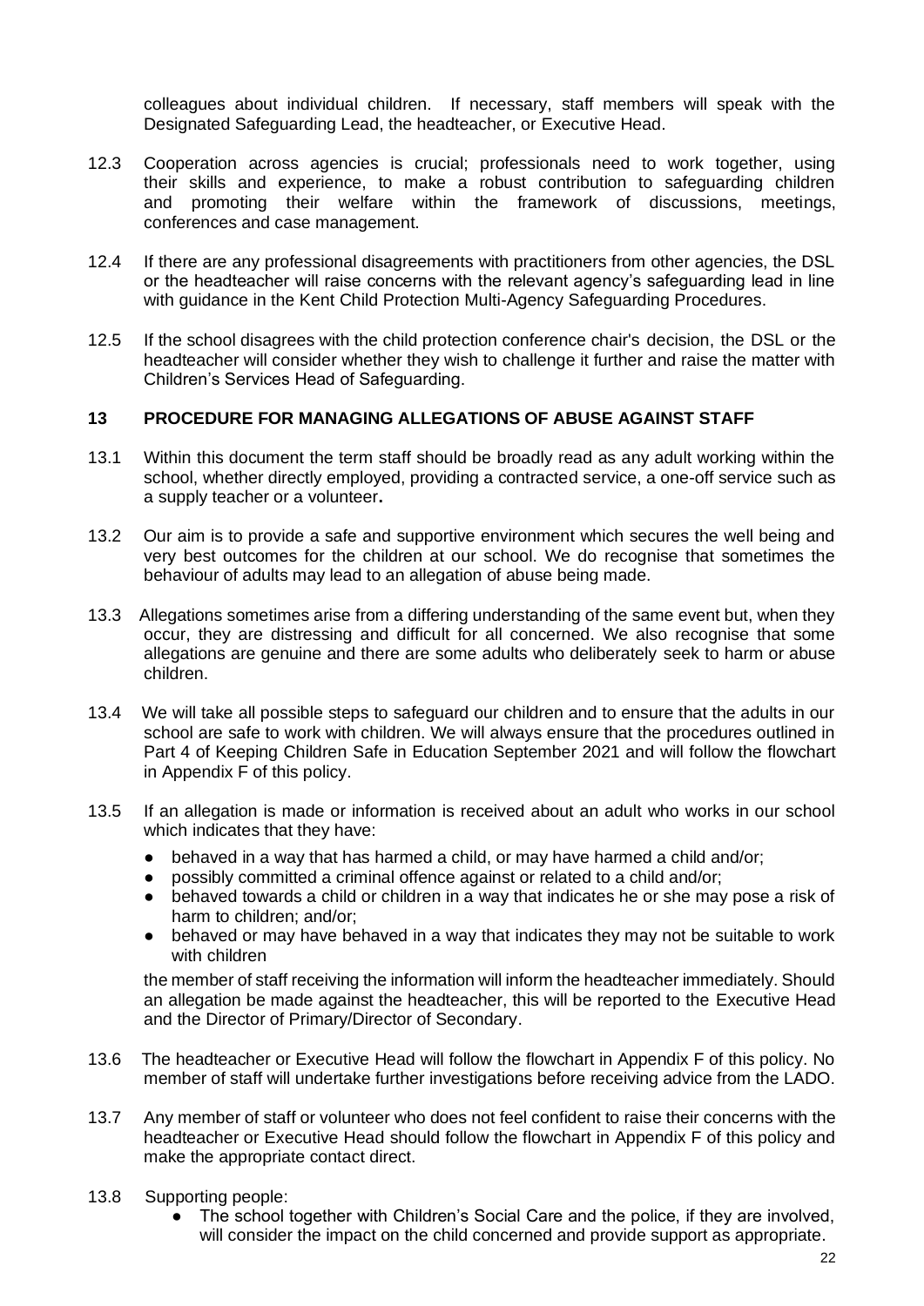colleagues about individual children. If necessary, staff members will speak with the Designated Safeguarding Lead, the headteacher, or Executive Head.

12.3 Cooperation across agencies is crucial; professionals need to work together, using their skills and experience, to make a robust contribution to safeguarding children and promoting their welfare within the framework of discussions, meetings, conferences and case management.

12.4 If there are any professional disagreements with practitioners from other agencies, the DSL or the headteacher will raise concerns with the relevant agency's safeguarding lead in line with guidance in the Kent Child Protection Multi-Agency Safeguarding Procedures.

12.5 If the school disagrees with the child protection conference chair's decision, the DSL or the headteacher will consider whether they wish to challenge it further and raise the matter with Children's Services Head of Safeguarding.

## 13 PROCEDURE FOR MANAGING ALLEGATIONS OF ABUSE AGAINST STAFF

13.1 Within this document the term staff should be broadly read as any adult working within the school, whether directly employed, providing a contracted service, a one-off service such as a supply teacher or a volunteer**.**

13.2 Our aim is to provide a safe and supportive environment which secures the well being and very best outcomes for the children at our school. We do recognise that sometimes the behaviour of adults may lead to an allegation of abuse being made.

13.3 Allegations sometimes arise from a differing understanding of the same event but, when they occur, they are distressing and difficult for all concerned. We also recognise that some allegations are genuine and there are some adults who deliberately seek to harm or abuse children.

13.4 We will take all possible steps to safeguard our children and to ensure that the adults in our school are safe to work with children. We will always ensure that the procedures outlined in Part 4 of Keeping Children Safe in Education September 2021 and will follow the flowchart in Appendix F of this policy.

13.5 If an allegation is made or information is received about an adult who works in our school which indicates that they have:

- behaved in a way that has harmed a child, or may have harmed a child and/or;
- possibly committed a criminal offence against or related to a child and/or;
- behaved towards a child or children in a way that indicates he or she may pose a risk of harm to children; and/or;
- behaved or may have behaved in a way that indicates they may not be suitable to work with children

the member of staff receiving the information will inform the headteacher immediately. Should an allegation be made against the headteacher, this will be reported to the Executive Head and the Director of Primary/Director of Secondary.

13.6 The headteacher or Executive Head will follow the flowchart in Appendix F of this policy. No member of staff will undertake further investigations before receiving advice from the LADO.

13.7 Any member of staff or volunteer who does not feel confident to raise their concerns with the headteacher or Executive Head should follow the flowchart in Appendix F of this policy and make the appropriate contact direct.

13.8 Supporting people:

- The school together with Children's Social Care and the police, if they are involved, will consider the impact on the child concerned and provide support as appropriate.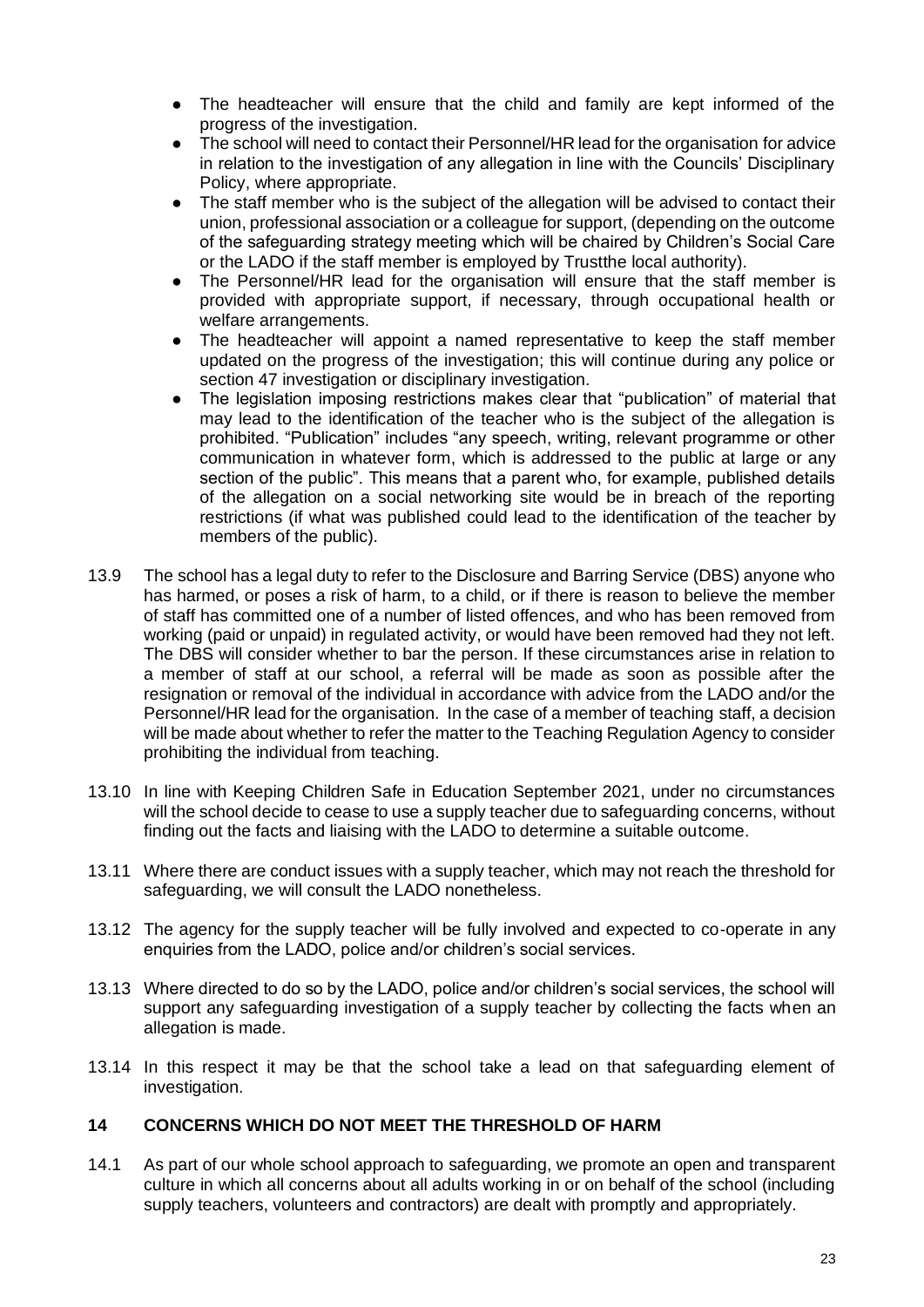- The headteacher will ensure that the child and family are kept informed of the progress of the investigation.
- The school will need to contact their Personnel/HR lead for the organisation for advice in relation to the investigation of any allegation in line with the Councils' Disciplinary Policy, where appropriate.
- The staff member who is the subject of the allegation will be advised to contact their union, professional association or a colleague for support, (depending on the outcome of the safeguarding strategy meeting which will be chaired by Children's Social Care or the LADO if the staff member is employed by Trustthe local authority).
- The Personnel/HR lead for the organisation will ensure that the staff member is provided with appropriate support, if necessary, through occupational health or welfare arrangements.
- The headteacher will appoint a named representative to keep the staff member updated on the progress of the investigation; this will continue during any police or section 47 investigation or disciplinary investigation.
- The legislation imposing restrictions makes clear that "publication" of material that may lead to the identification of the teacher who is the subject of the allegation is prohibited. "Publication" includes "any speech, writing, relevant programme or other communication in whatever form, which is addressed to the public at large or any section of the public". This means that a parent who, for example, published details of the allegation on a social networking site would be in breach of the reporting restrictions (if what was published could lead to the identification of the teacher by members of the public).

13.9 The school has a legal duty to refer to the Disclosure and Barring Service (DBS) anyone who has harmed, or poses a risk of harm, to a child, or if there is reason to believe the member of staff has committed one of a number of listed offences, and who has been removed from working (paid or unpaid) in regulated activity, or would have been removed had they not left. The DBS will consider whether to bar the person. If these circumstances arise in relation to a member of staff at our school, a referral will be made as soon as possible after the resignation or removal of the individual in accordance with advice from the LADO and/or the Personnel/HR lead for the organisation. In the case of a member of teaching staff, a decision will be made about whether to refer the matter to the Teaching Regulation Agency to consider prohibiting the individual from teaching.

13.10 In line with Keeping Children Safe in Education September 2021, under no circumstances will the school decide to cease to use a supply teacher due to safeguarding concerns, without finding out the facts and liaising with the LADO to determine a suitable outcome.

13.11 Where there are conduct issues with a supply teacher, which may not reach the threshold for safeguarding, we will consult the LADO nonetheless.

13.12 The agency for the supply teacher will be fully involved and expected to co-operate in any enquiries from the LADO, police and/or children's social services.

13.13 Where directed to do so by the LADO, police and/or children's social services, the school will support any safeguarding investigation of a supply teacher by collecting the facts when an allegation is made.

13.14 In this respect it may be that the school take a lead on that safeguarding element of investigation.

## 14 CONCERNS WHICH DO NOT MEET THE THRESHOLD OF HARM

14.1 As part of our whole school approach to safeguarding, we promote an open and transparent culture in which all concerns about all adults working in or on behalf of the school (including supply teachers, volunteers and contractors) are dealt with promptly and appropriately.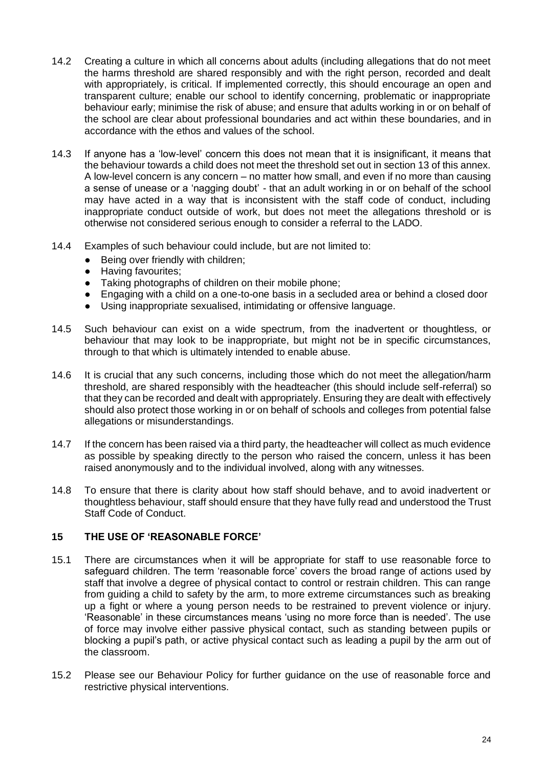14.2 Creating a culture in which all concerns about adults (including allegations that do not meet the harms threshold are shared responsibly and with the right person, recorded and dealt with appropriately, is critical. If implemented correctly, this should encourage an open and transparent culture; enable our school to identify concerning, problematic or inappropriate behaviour early; minimise the risk of abuse; and ensure that adults working in or on behalf of the school are clear about professional boundaries and act within these boundaries, and in accordance with the ethos and values of the school.

14.3 If anyone has a 'low-level' concern this does not mean that it is insignificant, it means that the behaviour towards a child does not meet the threshold set out in section 13 of this annex. A low-level concern is any concern – no matter how small, and even if no more than causing a sense of unease or a 'nagging doubt' - that an adult working in or on behalf of the school may have acted in a way that is inconsistent with the staff code of conduct, including inappropriate conduct outside of work, but does not meet the allegations threshold or is otherwise not considered serious enough to consider a referral to the LADO.

14.4 Examples of such behaviour could include, but are not limited to:

- Being over friendly with children;
- Having favourites;
- Taking photographs of children on their mobile phone;
- Engaging with a child on a one-to-one basis in a secluded area or behind a closed door
- Using inappropriate sexualised, intimidating or offensive language.

14.5 Such behaviour can exist on a wide spectrum, from the inadvertent or thoughtless, or behaviour that may look to be inappropriate, but might not be in specific circumstances, through to that which is ultimately intended to enable abuse.

14.6 It is crucial that any such concerns, including those which do not meet the allegation/harm threshold, are shared responsibly with the headteacher (this should include self-referral) so that they can be recorded and dealt with appropriately. Ensuring they are dealt with effectively should also protect those working in or on behalf of schools and colleges from potential false allegations or misunderstandings.

14.7 If the concern has been raised via a third party, the headteacher will collect as much evidence as possible by speaking directly to the person who raised the concern, unless it has been raised anonymously and to the individual involved, along with any witnesses.

14.8 To ensure that there is clarity about how staff should behave, and to avoid inadvertent or thoughtless behaviour, staff should ensure that they have fully read and understood the Trust Staff Code of Conduct.

## 15 THE USE OF 'REASONABLE FORCE'

15.1 There are circumstances when it will be appropriate for staff to use reasonable force to safeguard children. The term 'reasonable force' covers the broad range of actions used by staff that involve a degree of physical contact to control or restrain children. This can range from guiding a child to safety by the arm, to more extreme circumstances such as breaking up a fight or where a young person needs to be restrained to prevent violence or injury. 'Reasonable' in these circumstances means 'using no more force than is needed'. The use of force may involve either passive physical contact, such as standing between pupils or blocking a pupil's path, or active physical contact such as leading a pupil by the arm out of the classroom.

15.2 Please see our Behaviour Policy for further guidance on the use of reasonable force and restrictive physical interventions.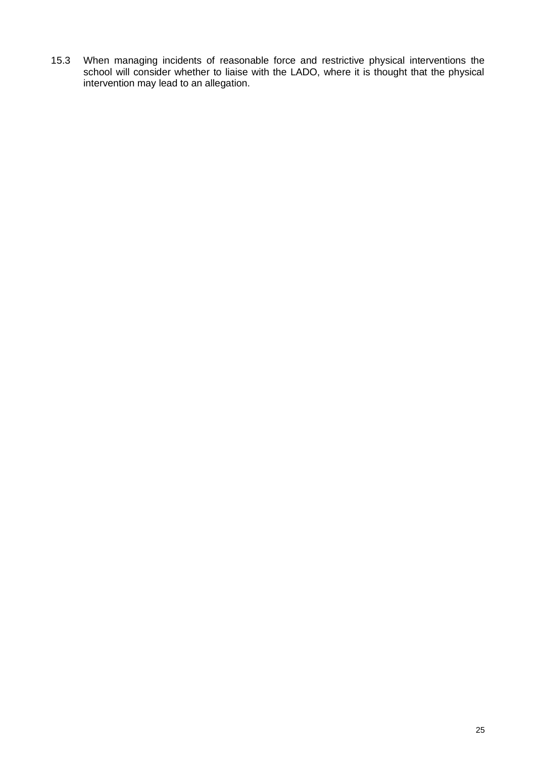15.3 When managing incidents of reasonable force and restrictive physical interventions the school will consider whether to liaise with the LADO, where it is thought that the physical intervention may lead to an allegation.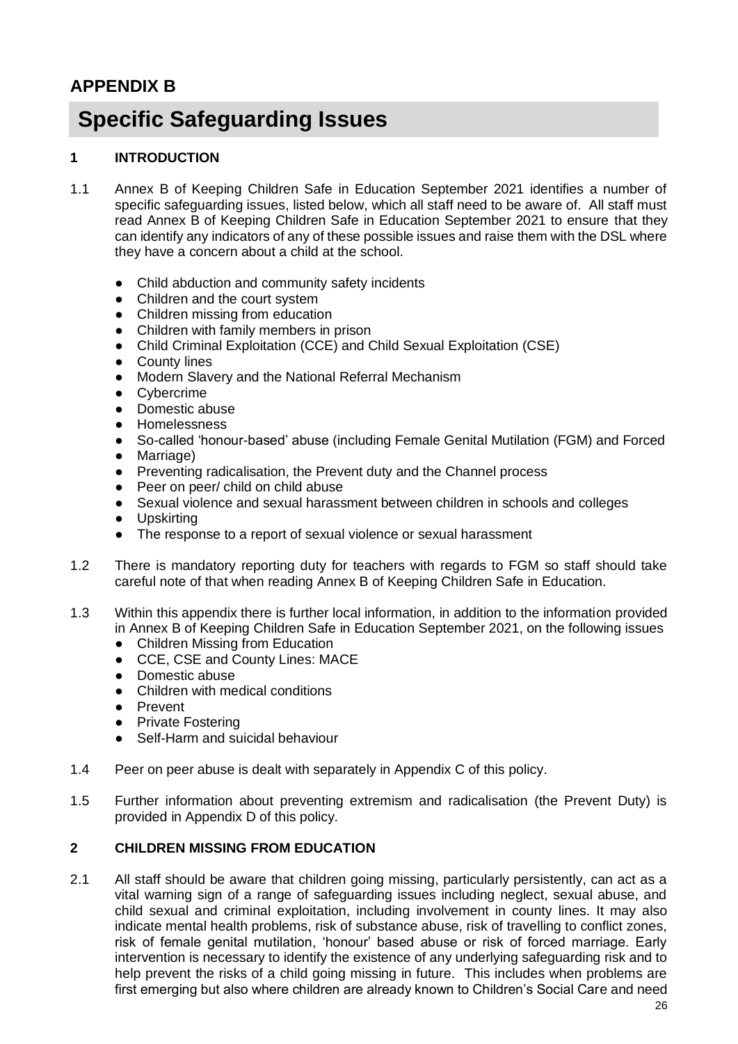# APPENDIX B

## Specific Safeguarding Issues

### 1 INTRODUCTION

1.1 Annex B of Keeping Children Safe in Education September 2021 identifies a number of specific safeguarding issues, listed below, which all staff need to be aware of. All staff must read Annex B of Keeping Children Safe in Education September 2021 to ensure that they can identify any indicators of any of these possible issues and raise them with the DSL where they have a concern about a child at the school.

- Child abduction and community safety incidents
- Children and the court system
- Children missing from education
- Children with family members in prison
- Child Criminal Exploitation (CCE) and Child Sexual Exploitation (CSE)
- County lines
- Modern Slavery and the National Referral Mechanism
- Cybercrime
- Domestic abuse
- Homelessness
- So-called 'honour-based' abuse (including Female Genital Mutilation (FGM) and Forced
- Marriage)
- Preventing radicalisation, the Prevent duty and the Channel process
- Peer on peer/ child on child abuse
- Sexual violence and sexual harassment between children in schools and colleges
- Upskirting
- The response to a report of sexual violence or sexual harassment

1.2 There is mandatory reporting duty for teachers with regards to FGM so staff should take careful note of that when reading Annex B of Keeping Children Safe in Education.

1.3 Within this appendix there is further local information, in addition to the information provided in Annex B of Keeping Children Safe in Education September 2021, on the following issues

- Children Missing from Education
- CCE, CSE and County Lines: MACE
- Domestic abuse
- Children with medical conditions
- Prevent
- Private Fostering
- Self-Harm and suicidal behaviour

1.4 Peer on peer abuse is dealt with separately in Appendix C of this policy.

1.5 Further information about preventing extremism and radicalisation (the Prevent Duty) is provided in Appendix D of this policy.

### 2 CHILDREN MISSING FROM EDUCATION

2.1 All staff should be aware that children going missing, particularly persistently, can act as a vital warning sign of a range of safeguarding issues including neglect, sexual abuse, and child sexual and criminal exploitation, including involvement in county lines. It may also indicate mental health problems, risk of substance abuse, risk of travelling to conflict zones, risk of female genital mutilation, 'honour' based abuse or risk of forced marriage. Early intervention is necessary to identify the existence of any underlying safeguarding risk and to help prevent the risks of a child going missing in future. This includes when problems are first emerging but also where children are already known to Children's Social Care and need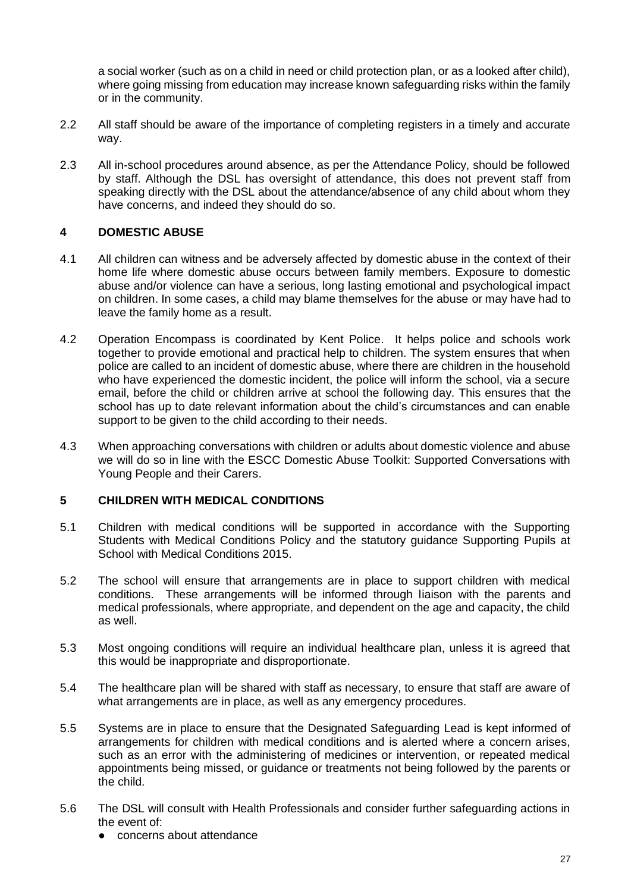a social worker (such as on a child in need or child protection plan, or as a looked after child), where going missing from education may increase known safeguarding risks within the family or in the community.

2.2 All staff should be aware of the importance of completing registers in a timely and accurate way.

2.3 All in-school procedures around absence, as per the Attendance Policy, should be followed by staff. Although the DSL has oversight of attendance, this does not prevent staff from speaking directly with the DSL about the attendance/absence of any child about whom they have concerns, and indeed they should do so.

## 4 DOMESTIC ABUSE

4.1 All children can witness and be adversely affected by domestic abuse in the context of their home life where domestic abuse occurs between family members. Exposure to domestic abuse and/or violence can have a serious, long lasting emotional and psychological impact on children. In some cases, a child may blame themselves for the abuse or may have had to leave the family home as a result.

4.2 Operation Encompass is coordinated by Kent Police. It helps police and schools work together to provide emotional and practical help to children. The system ensures that when police are called to an incident of domestic abuse, where there are children in the household who have experienced the domestic incident, the police will inform the school, via a secure email, before the child or children arrive at school the following day. This ensures that the school has up to date relevant information about the child's circumstances and can enable support to be given to the child according to their needs.

4.3 When approaching conversations with children or adults about domestic violence and abuse we will do so in line with the ESCC Domestic Abuse Toolkit: Supported Conversations with Young People and their Carers.

## 5 CHILDREN WITH MEDICAL CONDITIONS

5.1 Children with medical conditions will be supported in accordance with the Supporting Students with Medical Conditions Policy and the statutory guidance Supporting Pupils at School with Medical Conditions 2015.

5.2 The school will ensure that arrangements are in place to support children with medical conditions. These arrangements will be informed through liaison with the parents and medical professionals, where appropriate, and dependent on the age and capacity, the child as well.

5.3 Most ongoing conditions will require an individual healthcare plan, unless it is agreed that this would be inappropriate and disproportionate.

5.4 The healthcare plan will be shared with staff as necessary, to ensure that staff are aware of what arrangements are in place, as well as any emergency procedures.

5.5 Systems are in place to ensure that the Designated Safeguarding Lead is kept informed of arrangements for children with medical conditions and is alerted where a concern arises, such as an error with the administering of medicines or intervention, or repeated medical appointments being missed, or guidance or treatments not being followed by the parents or the child.

5.6 The DSL will consult with Health Professionals and consider further safeguarding actions in the event of:

- concerns about attendance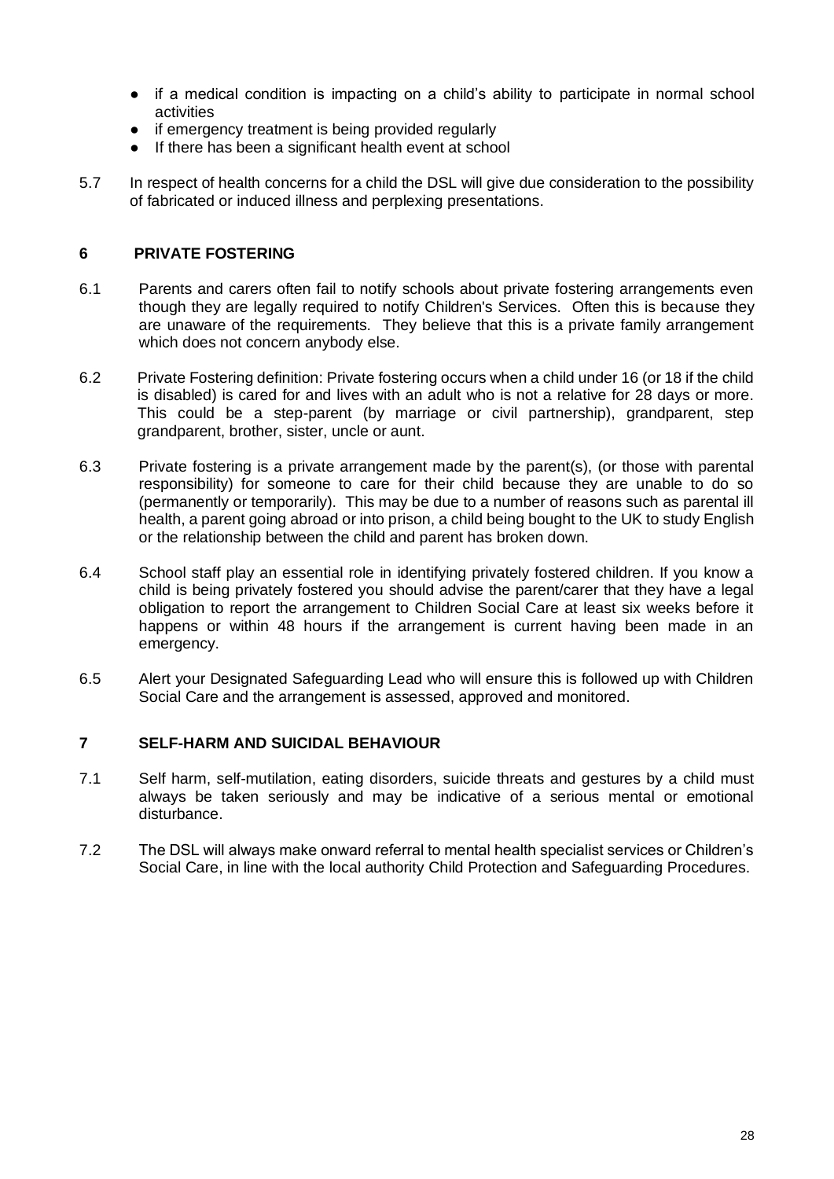- if a medical condition is impacting on a child's ability to participate in normal school activities
- if emergency treatment is being provided regularly
- If there has been a significant health event at school

5.7 In respect of health concerns for a child the DSL will give due consideration to the possibility of fabricated or induced illness and perplexing presentations.

## 6 PRIVATE FOSTERING

6.1 Parents and carers often fail to notify schools about private fostering arrangements even though they are legally required to notify Children's Services. Often this is because they are unaware of the requirements. They believe that this is a private family arrangement which does not concern anybody else.

6.2 Private Fostering definition: Private fostering occurs when a child under 16 (or 18 if the child is disabled) is cared for and lives with an adult who is not a relative for 28 days or more. This could be a step-parent (by marriage or civil partnership), grandparent, step grandparent, brother, sister, uncle or aunt.

6.3 Private fostering is a private arrangement made by the parent(s), (or those with parental responsibility) for someone to care for their child because they are unable to do so (permanently or temporarily). This may be due to a number of reasons such as parental ill health, a parent going abroad or into prison, a child being bought to the UK to study English or the relationship between the child and parent has broken down.

6.4 School staff play an essential role in identifying privately fostered children. If you know a child is being privately fostered you should advise the parent/carer that they have a legal obligation to report the arrangement to Children Social Care at least six weeks before it happens or within 48 hours if the arrangement is current having been made in an emergency.

6.5 Alert your Designated Safeguarding Lead who will ensure this is followed up with Children Social Care and the arrangement is assessed, approved and monitored.

## 7 SELF-HARM AND SUICIDAL BEHAVIOUR

7.1 Self harm, self-mutilation, eating disorders, suicide threats and gestures by a child must always be taken seriously and may be indicative of a serious mental or emotional disturbance.

7.2 The DSL will always make onward referral to mental health specialist services or Children's Social Care, in line with the local authority Child Protection and Safeguarding Procedures.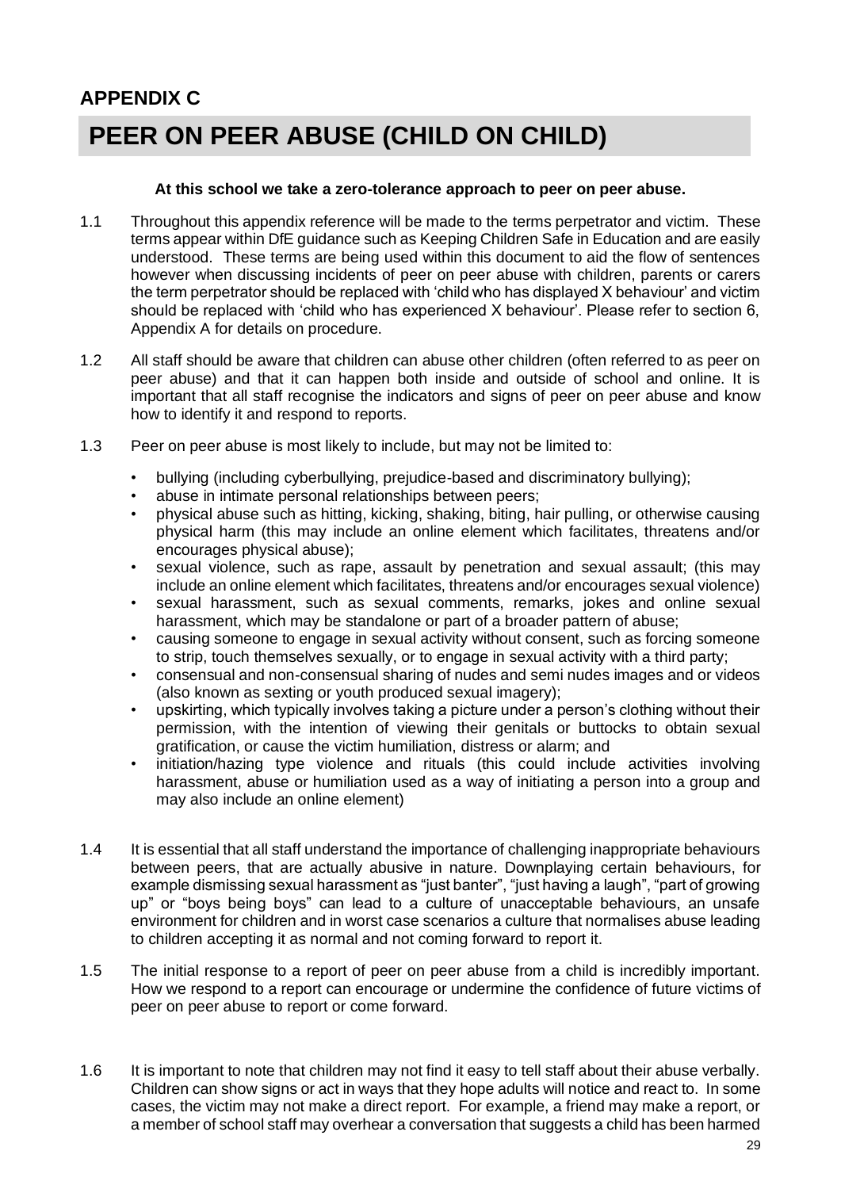## APPENDIX C

# PEER ON PEER ABUSE (CHILD ON CHILD)

**At this school we take a zero-tolerance approach to peer on peer abuse.**

1.1 Throughout this appendix reference will be made to the terms perpetrator and victim. These terms appear within DfE guidance such as Keeping Children Safe in Education and are easily understood. These terms are being used within this document to aid the flow of sentences however when discussing incidents of peer on peer abuse with children, parents or carers the term perpetrator should be replaced with 'child who has displayed X behaviour' and victim should be replaced with 'child who has experienced X behaviour'. Please refer to section 6, Appendix A for details on procedure.

1.2 All staff should be aware that children can abuse other children (often referred to as peer on peer abuse) and that it can happen both inside and outside of school and online. It is important that all staff recognise the indicators and signs of peer on peer abuse and know how to identify it and respond to reports.

1.3 Peer on peer abuse is most likely to include, but may not be limited to:

- bullying (including cyberbullying, prejudice-based and discriminatory bullying);
- abuse in intimate personal relationships between peers;
- physical abuse such as hitting, kicking, shaking, biting, hair pulling, or otherwise causing physical harm (this may include an online element which facilitates, threatens and/or encourages physical abuse);
- sexual violence, such as rape, assault by penetration and sexual assault; (this may include an online element which facilitates, threatens and/or encourages sexual violence)
- sexual harassment, such as sexual comments, remarks, jokes and online sexual harassment, which may be standalone or part of a broader pattern of abuse;
- causing someone to engage in sexual activity without consent, such as forcing someone to strip, touch themselves sexually, or to engage in sexual activity with a third party;
- consensual and non-consensual sharing of nudes and semi nudes images and or videos (also known as sexting or youth produced sexual imagery);
- upskirting, which typically involves taking a picture under a person's clothing without their permission, with the intention of viewing their genitals or buttocks to obtain sexual gratification, or cause the victim humiliation, distress or alarm; and
- initiation/hazing type violence and rituals (this could include activities involving harassment, abuse or humiliation used as a way of initiating a person into a group and may also include an online element)

1.4 It is essential that all staff understand the importance of challenging inappropriate behaviours between peers, that are actually abusive in nature. Downplaying certain behaviours, for example dismissing sexual harassment as "just banter", "just having a laugh", "part of growing up" or "boys being boys" can lead to a culture of unacceptable behaviours, an unsafe environment for children and in worst case scenarios a culture that normalises abuse leading to children accepting it as normal and not coming forward to report it.

1.5 The initial response to a report of peer on peer abuse from a child is incredibly important. How we respond to a report can encourage or undermine the confidence of future victims of peer on peer abuse to report or come forward.

1.6 It is important to note that children may not find it easy to tell staff about their abuse verbally. Children can show signs or act in ways that they hope adults will notice and react to. In some cases, the victim may not make a direct report. For example, a friend may make a report, or a member of school staff may overhear a conversation that suggests a child has been harmed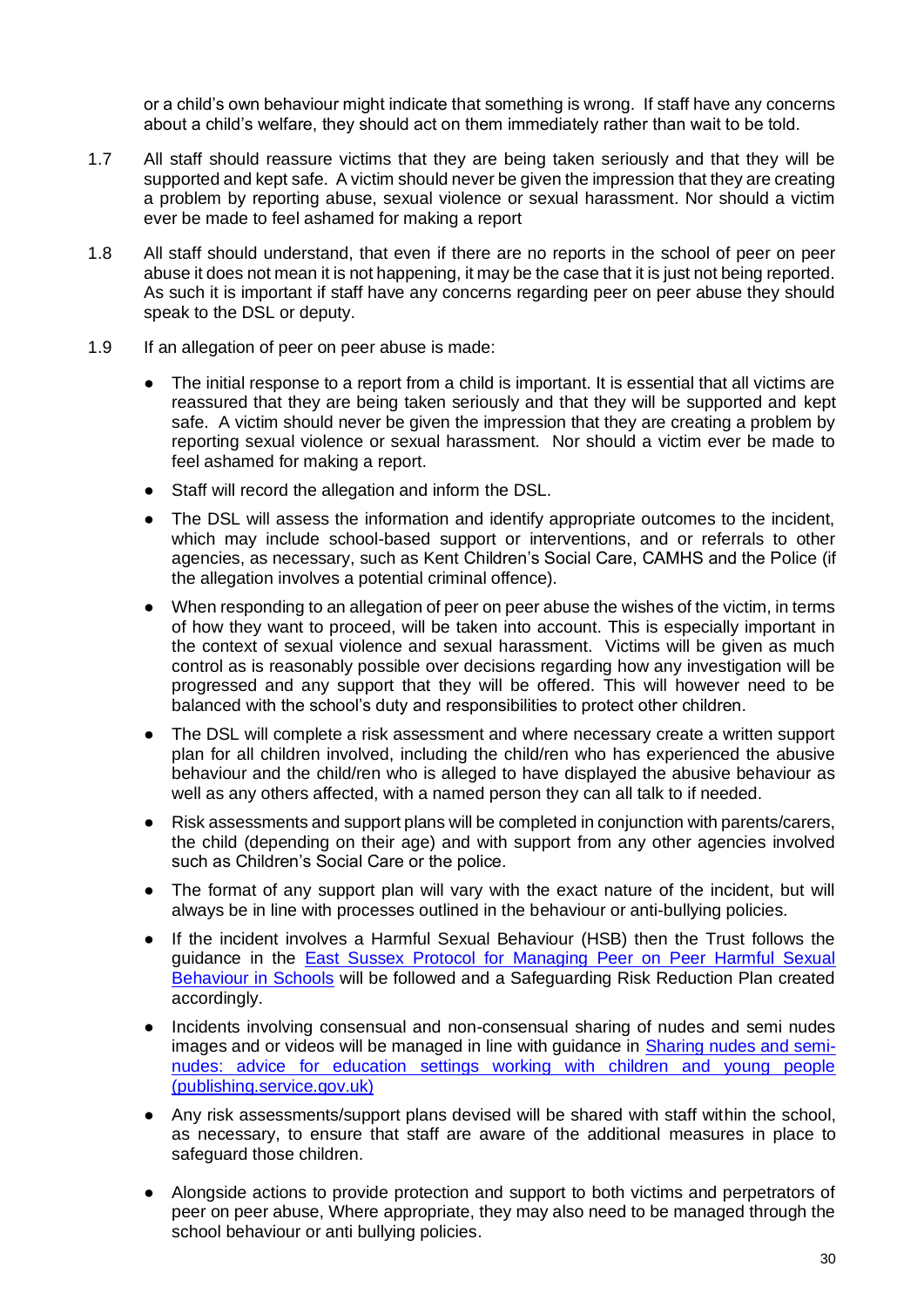or a child's own behaviour might indicate that something is wrong. If staff have any concerns about a child's welfare, they should act on them immediately rather than wait to be told.

1.7 All staff should reassure victims that they are being taken seriously and that they will be supported and kept safe. A victim should never be given the impression that they are creating a problem by reporting abuse, sexual violence or sexual harassment. Nor should a victim ever be made to feel ashamed for making a report

1.8 All staff should understand, that even if there are no reports in the school of peer on peer abuse it does not mean it is not happening, it may be the case that it is just not being reported. As such it is important if staff have any concerns regarding peer on peer abuse they should speak to the DSL or deputy.

1.9 If an allegation of peer on peer abuse is made:

- The initial response to a report from a child is important. It is essential that all victims are reassured that they are being taken seriously and that they will be supported and kept safe. A victim should never be given the impression that they are creating a problem by reporting sexual violence or sexual harassment. Nor should a victim ever be made to feel ashamed for making a report.
- Staff will record the allegation and inform the DSL.
- The DSL will assess the information and identify appropriate outcomes to the incident, which may include school-based support or interventions, and or referrals to other agencies, as necessary, such as Kent Children's Social Care, CAMHS and the Police (if the allegation involves a potential criminal offence).
- When responding to an allegation of peer on peer abuse the wishes of the victim, in terms of how they want to proceed, will be taken into account. This is especially important in the context of sexual violence and sexual harassment. Victims will be given as much control as is reasonably possible over decisions regarding how any investigation will be progressed and any support that they will be offered. This will however need to be balanced with the school's duty and responsibilities to protect other children.
- The DSL will complete a risk assessment and where necessary create a written support plan for all children involved, including the child/ren who has experienced the abusive behaviour and the child/ren who is alleged to have displayed the abusive behaviour as well as any others affected, with a named person they can all talk to if needed.
- Risk assessments and support plans will be completed in conjunction with parents/carers, the child (depending on their age) and with support from any other agencies involved such as Children's Social Care or the police.
- The format of any support plan will vary with the exact nature of the incident, but will always be in line with processes outlined in the behaviour or anti-bullying policies.
- If the incident involves a Harmful Sexual Behaviour (HSB) then the Trust follows the guidance in the East Sussex Protocol for Managing Peer on Peer Harmful Sexual Behaviour in Schools will be followed and a Safeguarding Risk Reduction Plan created accordingly.
- Incidents involving consensual and non-consensual sharing of nudes and semi nudes images and or videos will be managed in line with guidance in Sharing nudes and semi-nudes: advice for education settings working with children and young people (publishing.service.gov.uk)
- Any risk assessments/support plans devised will be shared with staff within the school, as necessary, to ensure that staff are aware of the additional measures in place to safeguard those children.
- Alongside actions to provide protection and support to both victims and perpetrators of peer on peer abuse, Where appropriate, they may also need to be managed through the school behaviour or anti bullying policies.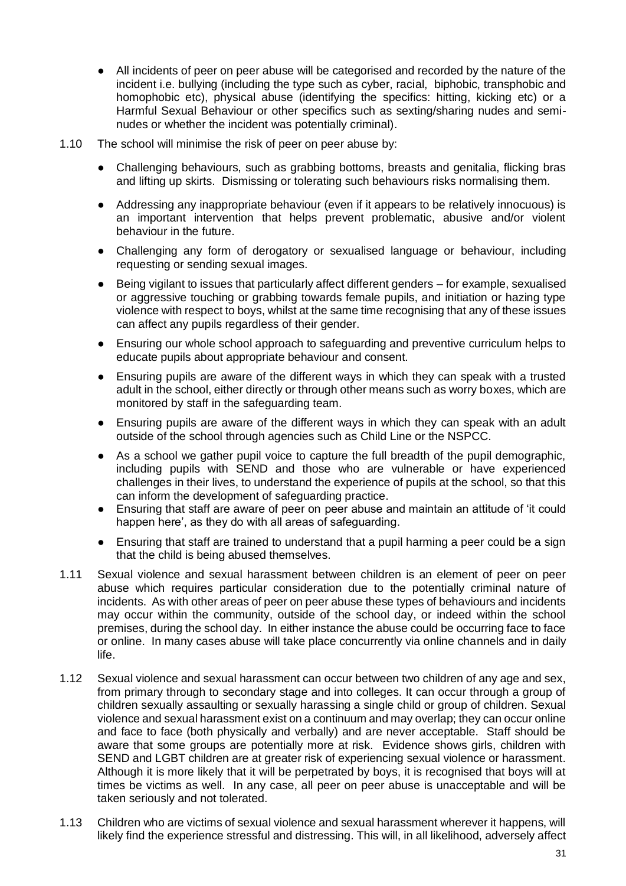- All incidents of peer on peer abuse will be categorised and recorded by the nature of the incident i.e. bullying (including the type such as cyber, racial, biphobic, transphobic and homophobic etc), physical abuse (identifying the specifics: hitting, kicking etc) or a Harmful Sexual Behaviour or other specifics such as sexting/sharing nudes and semi-nudes or whether the incident was potentially criminal).

1.10 The school will minimise the risk of peer on peer abuse by:

- Challenging behaviours, such as grabbing bottoms, breasts and genitalia, flicking bras and lifting up skirts. Dismissing or tolerating such behaviours risks normalising them.
- Addressing any inappropriate behaviour (even if it appears to be relatively innocuous) is an important intervention that helps prevent problematic, abusive and/or violent behaviour in the future.
- Challenging any form of derogatory or sexualised language or behaviour, including requesting or sending sexual images.
- Being vigilant to issues that particularly affect different genders – for example, sexualised or aggressive touching or grabbing towards female pupils, and initiation or hazing type violence with respect to boys, whilst at the same time recognising that any of these issues can affect any pupils regardless of their gender.
- Ensuring our whole school approach to safeguarding and preventive curriculum helps to educate pupils about appropriate behaviour and consent.
- Ensuring pupils are aware of the different ways in which they can speak with a trusted adult in the school, either directly or through other means such as worry boxes, which are monitored by staff in the safeguarding team.
- Ensuring pupils are aware of the different ways in which they can speak with an adult outside of the school through agencies such as Child Line or the NSPCC.
- As a school we gather pupil voice to capture the full breadth of the pupil demographic, including pupils with SEND and those who are vulnerable or have experienced challenges in their lives, to understand the experience of pupils at the school, so that this can inform the development of safeguarding practice.
- Ensuring that staff are aware of peer on peer abuse and maintain an attitude of 'it could happen here', as they do with all areas of safeguarding.
- Ensuring that staff are trained to understand that a pupil harming a peer could be a sign that the child is being abused themselves.

1.11 Sexual violence and sexual harassment between children is an element of peer on peer abuse which requires particular consideration due to the potentially criminal nature of incidents. As with other areas of peer on peer abuse these types of behaviours and incidents may occur within the community, outside of the school day, or indeed within the school premises, during the school day. In either instance the abuse could be occurring face to face or online. In many cases abuse will take place concurrently via online channels and in daily life.

1.12 Sexual violence and sexual harassment can occur between two children of any age and sex, from primary through to secondary stage and into colleges. It can occur through a group of children sexually assaulting or sexually harassing a single child or group of children. Sexual violence and sexual harassment exist on a continuum and may overlap; they can occur online and face to face (both physically and verbally) and are never acceptable. Staff should be aware that some groups are potentially more at risk. Evidence shows girls, children with SEND and LGBT children are at greater risk of experiencing sexual violence or harassment. Although it is more likely that it will be perpetrated by boys, it is recognised that boys will at times be victims as well. In any case, all peer on peer abuse is unacceptable and will be taken seriously and not tolerated.

1.13 Children who are victims of sexual violence and sexual harassment wherever it happens, will likely find the experience stressful and distressing. This will, in all likelihood, adversely affect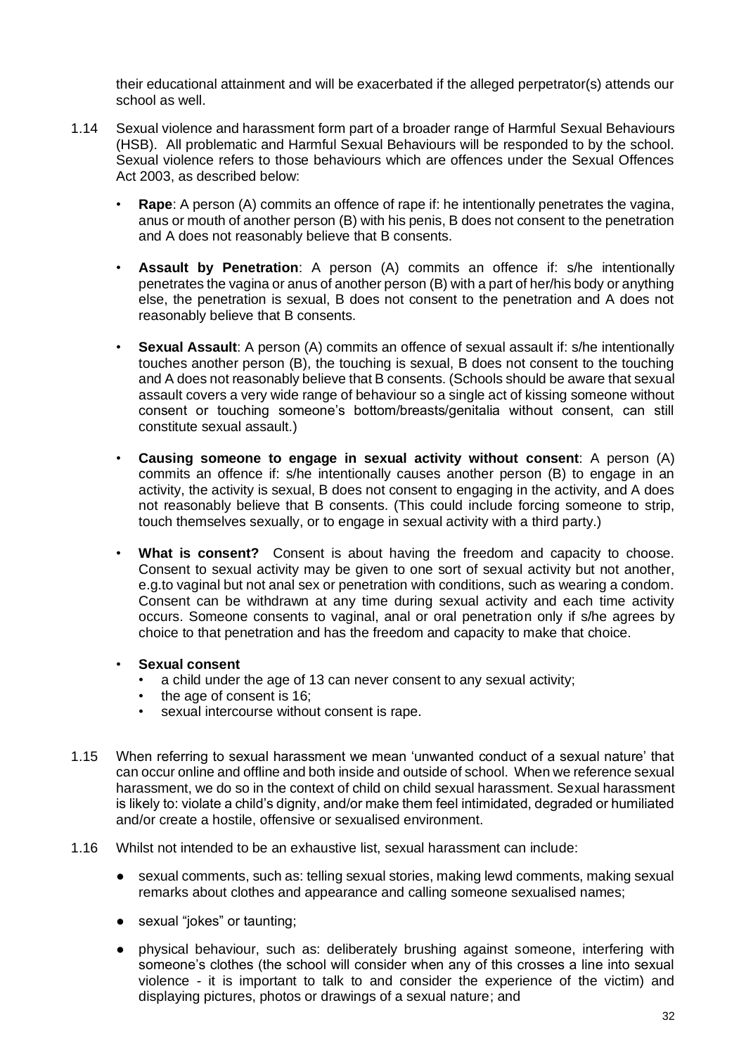their educational attainment and will be exacerbated if the alleged perpetrator(s) attends our school as well.

1.14 Sexual violence and harassment form part of a broader range of Harmful Sexual Behaviours (HSB). All problematic and Harmful Sexual Behaviours will be responded to by the school. Sexual violence refers to those behaviours which are offences under the Sexual Offences Act 2003, as described below:

- **Rape**: A person (A) commits an offence of rape if: he intentionally penetrates the vagina, anus or mouth of another person (B) with his penis, B does not consent to the penetration and A does not reasonably believe that B consents.

- **Assault by Penetration**: A person (A) commits an offence if: s/he intentionally penetrates the vagina or anus of another person (B) with a part of her/his body or anything else, the penetration is sexual, B does not consent to the penetration and A does not reasonably believe that B consents.

- **Sexual Assault**: A person (A) commits an offence of sexual assault if: s/he intentionally touches another person (B), the touching is sexual, B does not consent to the touching and A does not reasonably believe that B consents. (Schools should be aware that sexual assault covers a very wide range of behaviour so a single act of kissing someone without consent or touching someone's bottom/breasts/genitalia without consent, can still constitute sexual assault.)

- **Causing someone to engage in sexual activity without consent**: A person (A) commits an offence if: s/he intentionally causes another person (B) to engage in an activity, the activity is sexual, B does not consent to engaging in the activity, and A does not reasonably believe that B consents. (This could include forcing someone to strip, touch themselves sexually, or to engage in sexual activity with a third party.)

- **What is consent?** Consent is about having the freedom and capacity to choose. Consent to sexual activity may be given to one sort of sexual activity but not another, e.g.to vaginal but not anal sex or penetration with conditions, such as wearing a condom. Consent can be withdrawn at any time during sexual activity and each time activity occurs. Someone consents to vaginal, anal or oral penetration only if s/he agrees by choice to that penetration and has the freedom and capacity to make that choice.

- **Sexual consent**
  - a child under the age of 13 can never consent to any sexual activity;
  - the age of consent is 16;
  - sexual intercourse without consent is rape.

1.15 When referring to sexual harassment we mean 'unwanted conduct of a sexual nature' that can occur online and offline and both inside and outside of school. When we reference sexual harassment, we do so in the context of child on child sexual harassment. Sexual harassment is likely to: violate a child's dignity, and/or make them feel intimidated, degraded or humiliated and/or create a hostile, offensive or sexualised environment.

1.16 Whilst not intended to be an exhaustive list, sexual harassment can include:

- sexual comments, such as: telling sexual stories, making lewd comments, making sexual remarks about clothes and appearance and calling someone sexualised names;

- sexual "jokes" or taunting;

- physical behaviour, such as: deliberately brushing against someone, interfering with someone's clothes (the school will consider when any of this crosses a line into sexual violence - it is important to talk to and consider the experience of the victim) and displaying pictures, photos or drawings of a sexual nature; and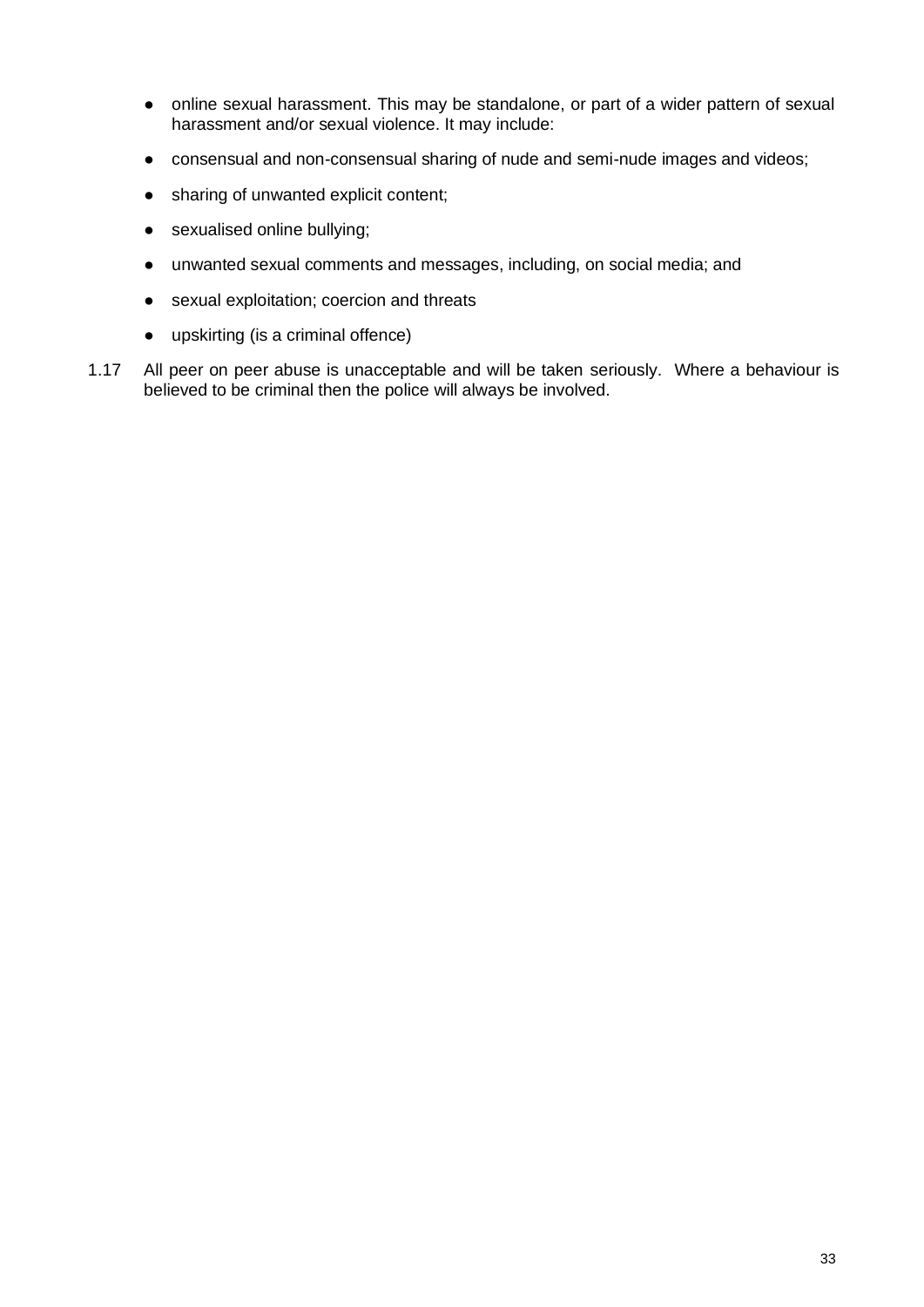- online sexual harassment. This may be standalone, or part of a wider pattern of sexual harassment and/or sexual violence. It may include:
- consensual and non-consensual sharing of nude and semi-nude images and videos;
- sharing of unwanted explicit content;
- sexualised online bullying;
- unwanted sexual comments and messages, including, on social media; and
- sexual exploitation; coercion and threats
- upskirting (is a criminal offence)

1.17 All peer on peer abuse is unacceptable and will be taken seriously. Where a behaviour is believed to be criminal then the police will always be involved.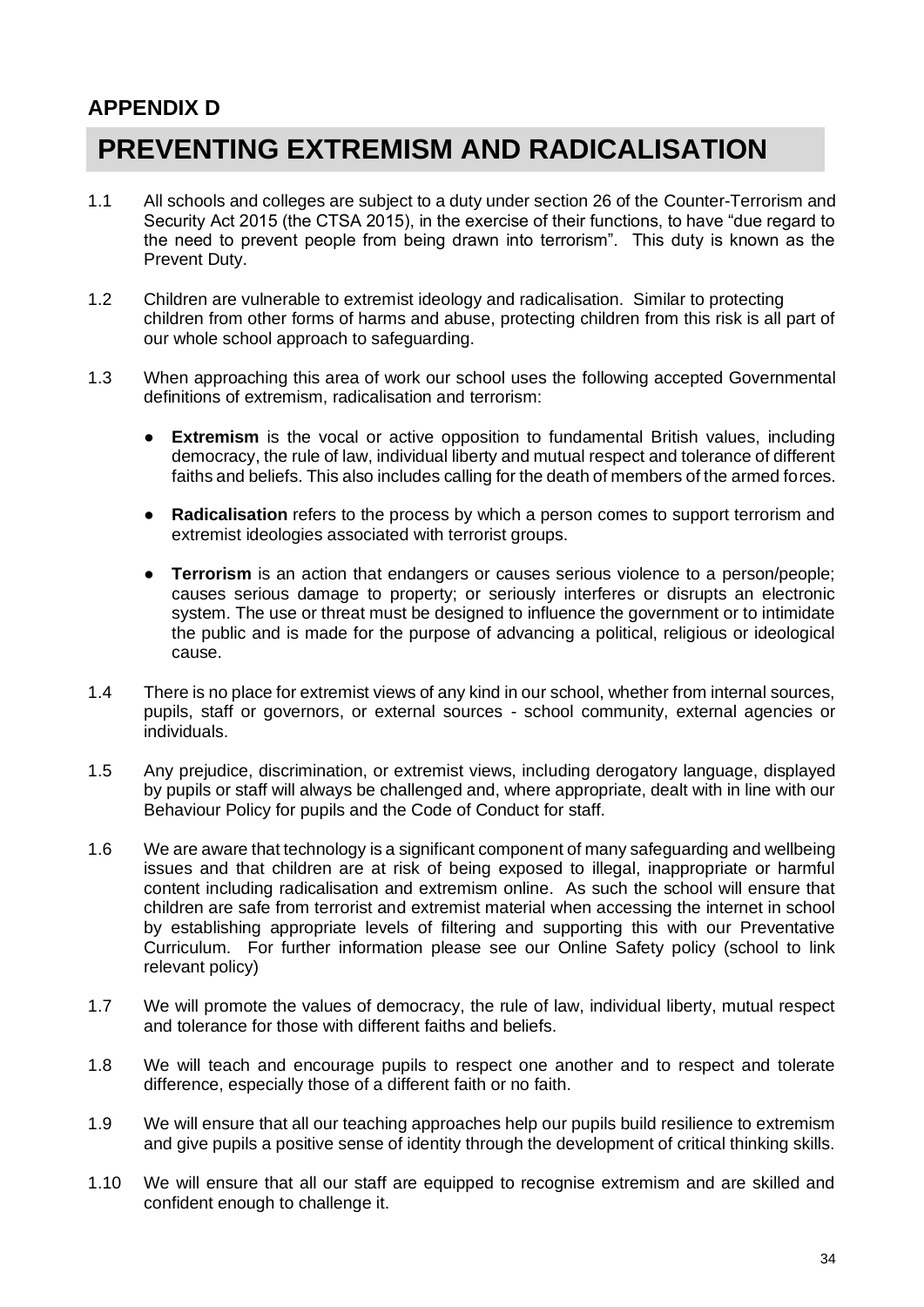## APPENDIX D

# PREVENTING EXTREMISM AND RADICALISATION

1.1 All schools and colleges are subject to a duty under section 26 of the Counter-Terrorism and Security Act 2015 (the CTSA 2015), in the exercise of their functions, to have "due regard to the need to prevent people from being drawn into terrorism". This duty is known as the Prevent Duty.

1.2 Children are vulnerable to extremist ideology and radicalisation. Similar to protecting children from other forms of harms and abuse, protecting children from this risk is all part of our whole school approach to safeguarding.

1.3 When approaching this area of work our school uses the following accepted Governmental definitions of extremism, radicalisation and terrorism:

- **Extremism** is the vocal or active opposition to fundamental British values, including democracy, the rule of law, individual liberty and mutual respect and tolerance of different faiths and beliefs. This also includes calling for the death of members of the armed forces.

- **Radicalisation** refers to the process by which a person comes to support terrorism and extremist ideologies associated with terrorist groups.

- **Terrorism** is an action that endangers or causes serious violence to a person/people; causes serious damage to property; or seriously interferes or disrupts an electronic system. The use or threat must be designed to influence the government or to intimidate the public and is made for the purpose of advancing a political, religious or ideological cause.

1.4 There is no place for extremist views of any kind in our school, whether from internal sources, pupils, staff or governors, or external sources - school community, external agencies or individuals.

1.5 Any prejudice, discrimination, or extremist views, including derogatory language, displayed by pupils or staff will always be challenged and, where appropriate, dealt with in line with our Behaviour Policy for pupils and the Code of Conduct for staff.

1.6 We are aware that technology is a significant component of many safeguarding and wellbeing issues and that children are at risk of being exposed to illegal, inappropriate or harmful content including radicalisation and extremism online. As such the school will ensure that children are safe from terrorist and extremist material when accessing the internet in school by establishing appropriate levels of filtering and supporting this with our Preventative Curriculum. For further information please see our Online Safety policy (school to link relevant policy)

1.7 We will promote the values of democracy, the rule of law, individual liberty, mutual respect and tolerance for those with different faiths and beliefs.

1.8 We will teach and encourage pupils to respect one another and to respect and tolerate difference, especially those of a different faith or no faith.

1.9 We will ensure that all our teaching approaches help our pupils build resilience to extremism and give pupils a positive sense of identity through the development of critical thinking skills.

1.10 We will ensure that all our staff are equipped to recognise extremism and are skilled and confident enough to challenge it.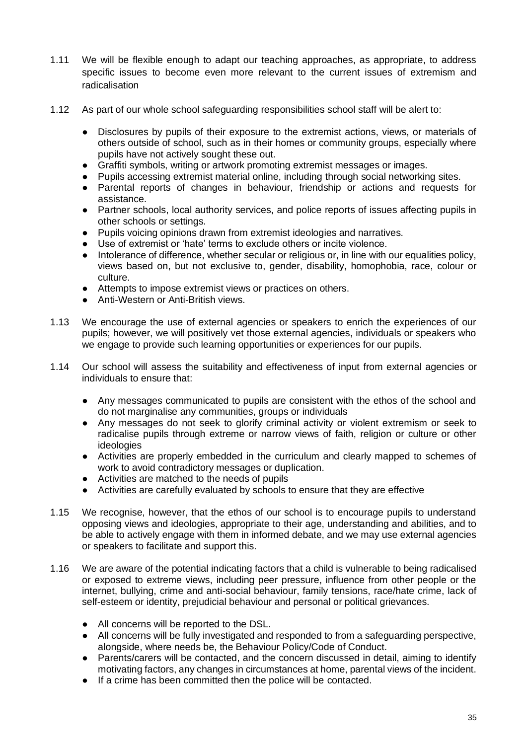1.11 We will be flexible enough to adapt our teaching approaches, as appropriate, to address specific issues to become even more relevant to the current issues of extremism and radicalisation

1.12 As part of our whole school safeguarding responsibilities school staff will be alert to:

- Disclosures by pupils of their exposure to the extremist actions, views, or materials of others outside of school, such as in their homes or community groups, especially where pupils have not actively sought these out.
- Graffiti symbols, writing or artwork promoting extremist messages or images.
- Pupils accessing extremist material online, including through social networking sites.
- Parental reports of changes in behaviour, friendship or actions and requests for assistance.
- Partner schools, local authority services, and police reports of issues affecting pupils in other schools or settings.
- Pupils voicing opinions drawn from extremist ideologies and narratives.
- Use of extremist or 'hate' terms to exclude others or incite violence.
- Intolerance of difference, whether secular or religious or, in line with our equalities policy, views based on, but not exclusive to, gender, disability, homophobia, race, colour or culture.
- Attempts to impose extremist views or practices on others.
- Anti-Western or Anti-British views.

1.13 We encourage the use of external agencies or speakers to enrich the experiences of our pupils; however, we will positively vet those external agencies, individuals or speakers who we engage to provide such learning opportunities or experiences for our pupils.

1.14 Our school will assess the suitability and effectiveness of input from external agencies or individuals to ensure that:

- Any messages communicated to pupils are consistent with the ethos of the school and do not marginalise any communities, groups or individuals
- Any messages do not seek to glorify criminal activity or violent extremism or seek to radicalise pupils through extreme or narrow views of faith, religion or culture or other ideologies
- Activities are properly embedded in the curriculum and clearly mapped to schemes of work to avoid contradictory messages or duplication.
- Activities are matched to the needs of pupils
- Activities are carefully evaluated by schools to ensure that they are effective

1.15 We recognise, however, that the ethos of our school is to encourage pupils to understand opposing views and ideologies, appropriate to their age, understanding and abilities, and to be able to actively engage with them in informed debate, and we may use external agencies or speakers to facilitate and support this.

1.16 We are aware of the potential indicating factors that a child is vulnerable to being radicalised or exposed to extreme views, including peer pressure, influence from other people or the internet, bullying, crime and anti-social behaviour, family tensions, race/hate crime, lack of self-esteem or identity, prejudicial behaviour and personal or political grievances.

- All concerns will be reported to the DSL.
- All concerns will be fully investigated and responded to from a safeguarding perspective, alongside, where needs be, the Behaviour Policy/Code of Conduct.
- Parents/carers will be contacted, and the concern discussed in detail, aiming to identify motivating factors, any changes in circumstances at home, parental views of the incident.
- If a crime has been committed then the police will be contacted.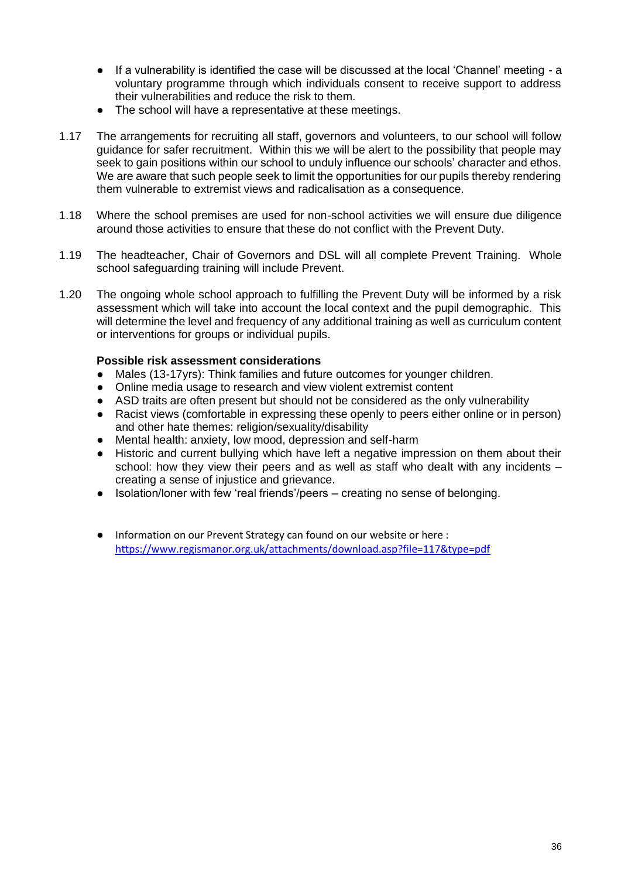- If a vulnerability is identified the case will be discussed at the local 'Channel' meeting - a voluntary programme through which individuals consent to receive support to address their vulnerabilities and reduce the risk to them.
- The school will have a representative at these meetings.

1.17 The arrangements for recruiting all staff, governors and volunteers, to our school will follow guidance for safer recruitment. Within this we will be alert to the possibility that people may seek to gain positions within our school to unduly influence our schools' character and ethos. We are aware that such people seek to limit the opportunities for our pupils thereby rendering them vulnerable to extremist views and radicalisation as a consequence.

1.18 Where the school premises are used for non-school activities we will ensure due diligence around those activities to ensure that these do not conflict with the Prevent Duty.

1.19 The headteacher, Chair of Governors and DSL will all complete Prevent Training. Whole school safeguarding training will include Prevent.

1.20 The ongoing whole school approach to fulfilling the Prevent Duty will be informed by a risk assessment which will take into account the local context and the pupil demographic. This will determine the level and frequency of any additional training as well as curriculum content or interventions for groups or individual pupils.

**Possible risk assessment considerations**

- Males (13-17yrs): Think families and future outcomes for younger children.
- Online media usage to research and view violent extremist content
- ASD traits are often present but should not be considered as the only vulnerability
- Racist views (comfortable in expressing these openly to peers either online or in person) and other hate themes: religion/sexuality/disability
- Mental health: anxiety, low mood, depression and self-harm
- Historic and current bullying which have left a negative impression on them about their school: how they view their peers and as well as staff who dealt with any incidents – creating a sense of injustice and grievance.
- Isolation/loner with few 'real friends'/peers – creating no sense of belonging.

- Information on our Prevent Strategy can found on our website or here : https://www.regismanor.org.uk/attachments/download.asp?file=117&type=pdf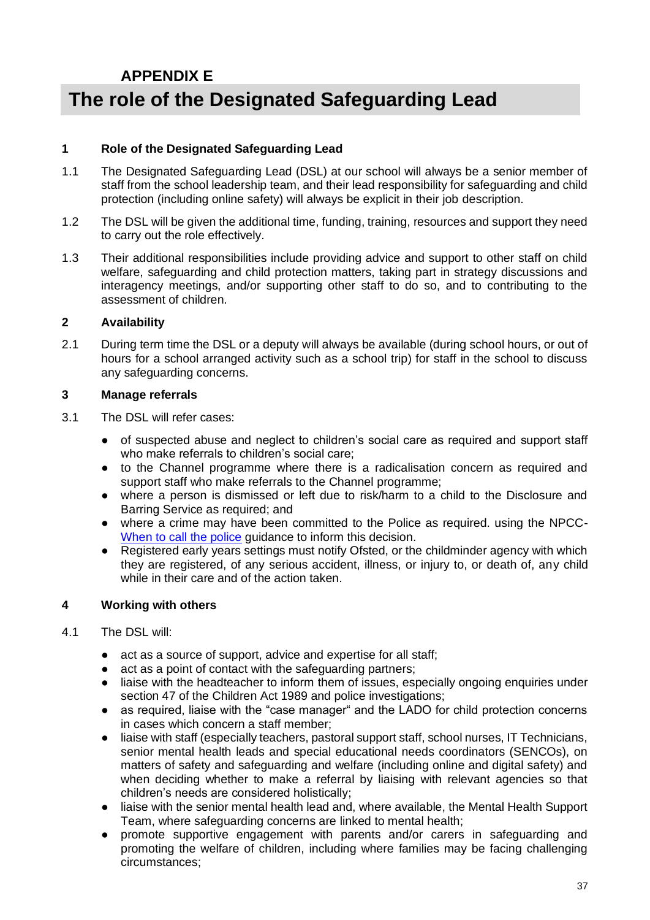# APPENDIX E

## The role of the Designated Safeguarding Lead

**1 Role of the Designated Safeguarding Lead**

1.1 The Designated Safeguarding Lead (DSL) at our school will always be a senior member of staff from the school leadership team, and their lead responsibility for safeguarding and child protection (including online safety) will always be explicit in their job description.

1.2 The DSL will be given the additional time, funding, training, resources and support they need to carry out the role effectively.

1.3 Their additional responsibilities include providing advice and support to other staff on child welfare, safeguarding and child protection matters, taking part in strategy discussions and interagency meetings, and/or supporting other staff to do so, and to contributing to the assessment of children.

**2 Availability**

2.1 During term time the DSL or a deputy will always be available (during school hours, or out of hours for a school arranged activity such as a school trip) for staff in the school to discuss any safeguarding concerns.

**3 Manage referrals**

3.1 The DSL will refer cases:

- of suspected abuse and neglect to children's social care as required and support staff who make referrals to children's social care;
- to the Channel programme where there is a radicalisation concern as required and support staff who make referrals to the Channel programme;
- where a person is dismissed or left due to risk/harm to a child to the Disclosure and Barring Service as required; and
- where a crime may have been committed to the Police as required. using the NPCC- [When to call the police](When to call the police) guidance to inform this decision.
- Registered early years settings must notify Ofsted, or the childminder agency with which they are registered, of any serious accident, illness, or injury to, or death of, any child while in their care and of the action taken.

**4 Working with others**

4.1 The DSL will:

- act as a source of support, advice and expertise for all staff;
- act as a point of contact with the safeguarding partners;
- liaise with the headteacher to inform them of issues, especially ongoing enquiries under section 47 of the Children Act 1989 and police investigations;
- as required, liaise with the "case manager" and the LADO for child protection concerns in cases which concern a staff member;
- liaise with staff (especially teachers, pastoral support staff, school nurses, IT Technicians, senior mental health leads and special educational needs coordinators (SENCOs), on matters of safety and safeguarding and welfare (including online and digital safety) and when deciding whether to make a referral by liaising with relevant agencies so that children's needs are considered holistically;
- liaise with the senior mental health lead and, where available, the Mental Health Support Team, where safeguarding concerns are linked to mental health;
- promote supportive engagement with parents and/or carers in safeguarding and promoting the welfare of children, including where families may be facing challenging circumstances;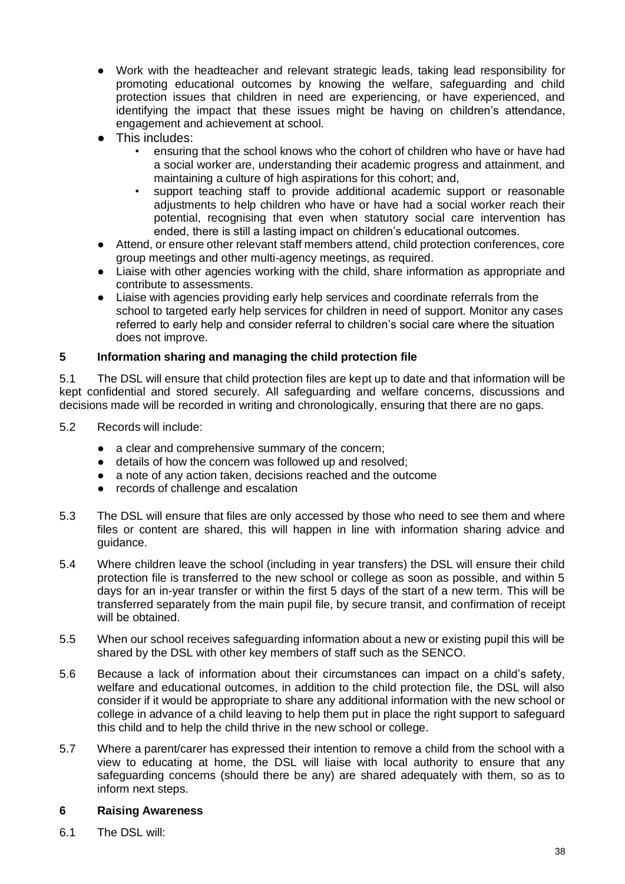- Work with the headteacher and relevant strategic leads, taking lead responsibility for promoting educational outcomes by knowing the welfare, safeguarding and child protection issues that children in need are experiencing, or have experienced, and identifying the impact that these issues might be having on children's attendance, engagement and achievement at school.
- This includes:
  - ensuring that the school knows who the cohort of children who have or have had a social worker are, understanding their academic progress and attainment, and maintaining a culture of high aspirations for this cohort; and,
  - support teaching staff to provide additional academic support or reasonable adjustments to help children who have or have had a social worker reach their potential, recognising that even when statutory social care intervention has ended, there is still a lasting impact on children's educational outcomes.
- Attend, or ensure other relevant staff members attend, child protection conferences, core group meetings and other multi-agency meetings, as required.
- Liaise with other agencies working with the child, share information as appropriate and contribute to assessments.
- Liaise with agencies providing early help services and coordinate referrals from the school to targeted early help services for children in need of support. Monitor any cases referred to early help and consider referral to children's social care where the situation does not improve.

## 5 Information sharing and managing the child protection file

5.1 The DSL will ensure that child protection files are kept up to date and that information will be kept confidential and stored securely. All safeguarding and welfare concerns, discussions and decisions made will be recorded in writing and chronologically, ensuring that there are no gaps.

5.2 Records will include:

- a clear and comprehensive summary of the concern;
- details of how the concern was followed up and resolved;
- a note of any action taken, decisions reached and the outcome
- records of challenge and escalation

5.3 The DSL will ensure that files are only accessed by those who need to see them and where files or content are shared, this will happen in line with information sharing advice and guidance.

5.4 Where children leave the school (including in year transfers) the DSL will ensure their child protection file is transferred to the new school or college as soon as possible, and within 5 days for an in-year transfer or within the first 5 days of the start of a new term. This will be transferred separately from the main pupil file, by secure transit, and confirmation of receipt will be obtained.

5.5 When our school receives safeguarding information about a new or existing pupil this will be shared by the DSL with other key members of staff such as the SENCO.

5.6 Because a lack of information about their circumstances can impact on a child's safety, welfare and educational outcomes, in addition to the child protection file, the DSL will also consider if it would be appropriate to share any additional information with the new school or college in advance of a child leaving to help them put in place the right support to safeguard this child and to help the child thrive in the new school or college.

5.7 Where a parent/carer has expressed their intention to remove a child from the school with a view to educating at home, the DSL will liaise with local authority to ensure that any safeguarding concerns (should there be any) are shared adequately with them, so as to inform next steps.

## 6 Raising Awareness

6.1 The DSL will: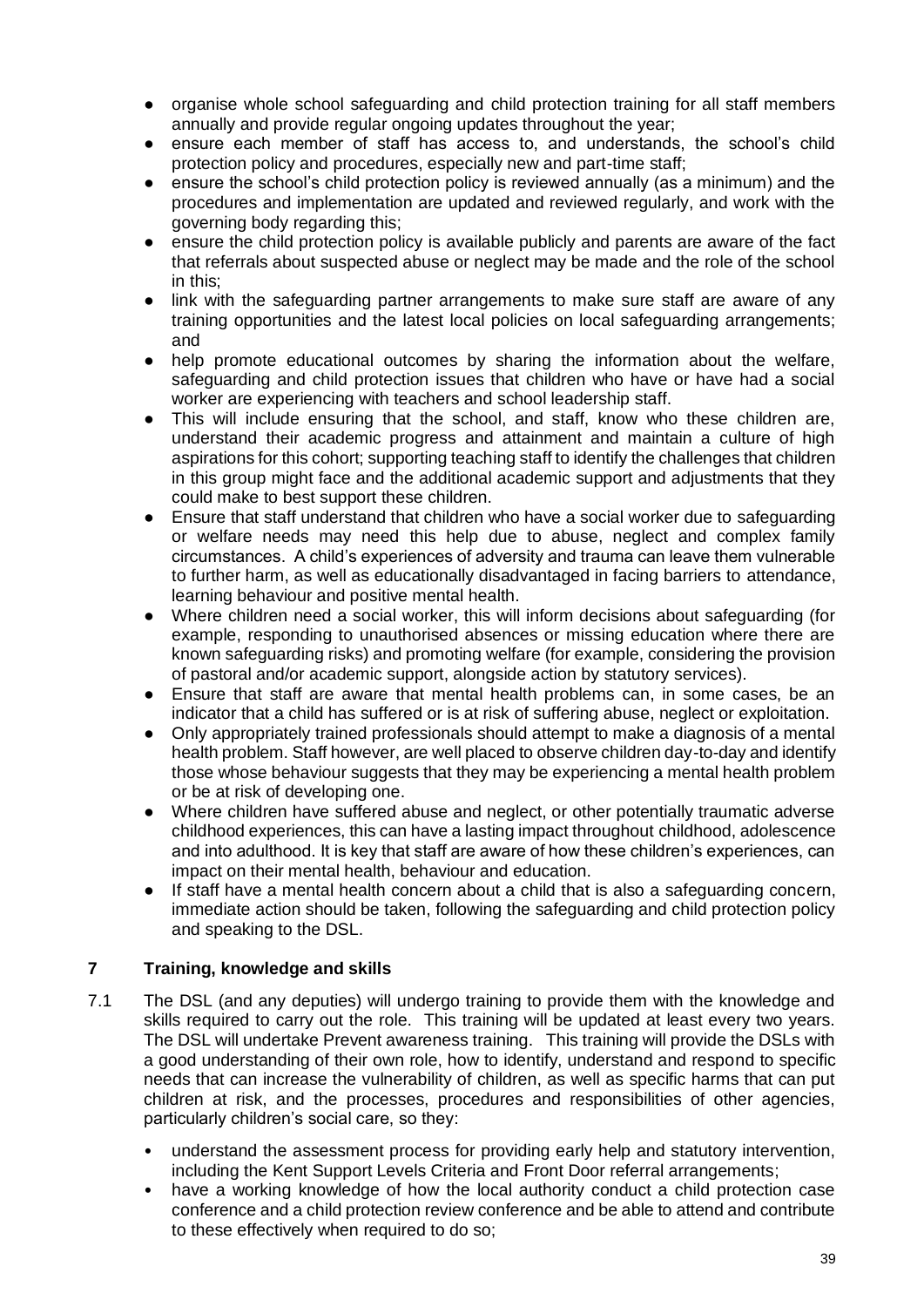- organise whole school safeguarding and child protection training for all staff members annually and provide regular ongoing updates throughout the year;
- ensure each member of staff has access to, and understands, the school's child protection policy and procedures, especially new and part-time staff;
- ensure the school's child protection policy is reviewed annually (as a minimum) and the procedures and implementation are updated and reviewed regularly, and work with the governing body regarding this;
- ensure the child protection policy is available publicly and parents are aware of the fact that referrals about suspected abuse or neglect may be made and the role of the school in this;
- link with the safeguarding partner arrangements to make sure staff are aware of any training opportunities and the latest local policies on local safeguarding arrangements; and
- help promote educational outcomes by sharing the information about the welfare, safeguarding and child protection issues that children who have or have had a social worker are experiencing with teachers and school leadership staff.
- This will include ensuring that the school, and staff, know who these children are, understand their academic progress and attainment and maintain a culture of high aspirations for this cohort; supporting teaching staff to identify the challenges that children in this group might face and the additional academic support and adjustments that they could make to best support these children.
- Ensure that staff understand that children who have a social worker due to safeguarding or welfare needs may need this help due to abuse, neglect and complex family circumstances. A child's experiences of adversity and trauma can leave them vulnerable to further harm, as well as educationally disadvantaged in facing barriers to attendance, learning behaviour and positive mental health.
- Where children need a social worker, this will inform decisions about safeguarding (for example, responding to unauthorised absences or missing education where there are known safeguarding risks) and promoting welfare (for example, considering the provision of pastoral and/or academic support, alongside action by statutory services).
- Ensure that staff are aware that mental health problems can, in some cases, be an indicator that a child has suffered or is at risk of suffering abuse, neglect or exploitation.
- Only appropriately trained professionals should attempt to make a diagnosis of a mental health problem. Staff however, are well placed to observe children day-to-day and identify those whose behaviour suggests that they may be experiencing a mental health problem or be at risk of developing one.
- Where children have suffered abuse and neglect, or other potentially traumatic adverse childhood experiences, this can have a lasting impact throughout childhood, adolescence and into adulthood. It is key that staff are aware of how these children's experiences, can impact on their mental health, behaviour and education.
- If staff have a mental health concern about a child that is also a safeguarding concern, immediate action should be taken, following the safeguarding and child protection policy and speaking to the DSL.

## 7 Training, knowledge and skills

7.1 The DSL (and any deputies) will undergo training to provide them with the knowledge and skills required to carry out the role. This training will be updated at least every two years. The DSL will undertake Prevent awareness training. This training will provide the DSLs with a good understanding of their own role, how to identify, understand and respond to specific needs that can increase the vulnerability of children, as well as specific harms that can put children at risk, and the processes, procedures and responsibilities of other agencies, particularly children's social care, so they:

- understand the assessment process for providing early help and statutory intervention, including the Kent Support Levels Criteria and Front Door referral arrangements;
- have a working knowledge of how the local authority conduct a child protection case conference and a child protection review conference and be able to attend and contribute to these effectively when required to do so;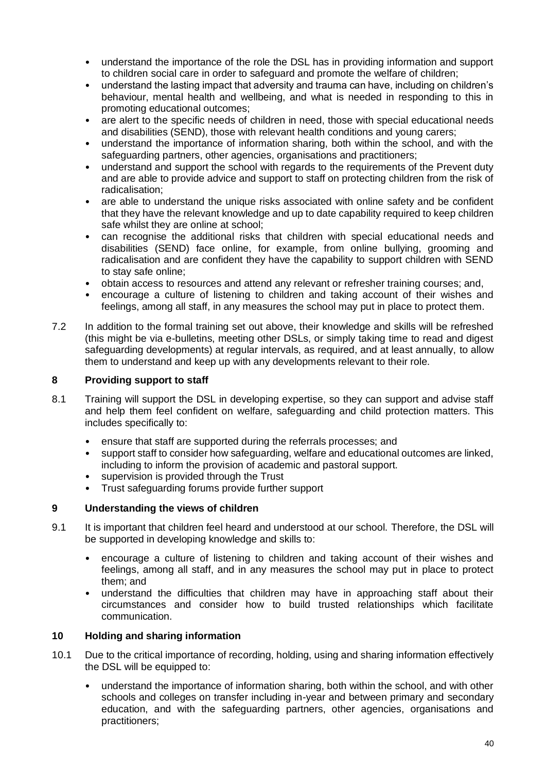- understand the importance of the role the DSL has in providing information and support to children social care in order to safeguard and promote the welfare of children;
- understand the lasting impact that adversity and trauma can have, including on children's behaviour, mental health and wellbeing, and what is needed in responding to this in promoting educational outcomes;
- are alert to the specific needs of children in need, those with special educational needs and disabilities (SEND), those with relevant health conditions and young carers;
- understand the importance of information sharing, both within the school, and with the safeguarding partners, other agencies, organisations and practitioners;
- understand and support the school with regards to the requirements of the Prevent duty and are able to provide advice and support to staff on protecting children from the risk of radicalisation;
- are able to understand the unique risks associated with online safety and be confident that they have the relevant knowledge and up to date capability required to keep children safe whilst they are online at school;
- can recognise the additional risks that children with special educational needs and disabilities (SEND) face online, for example, from online bullying, grooming and radicalisation and are confident they have the capability to support children with SEND to stay safe online;
- obtain access to resources and attend any relevant or refresher training courses; and,
- encourage a culture of listening to children and taking account of their wishes and feelings, among all staff, in any measures the school may put in place to protect them.

7.2 In addition to the formal training set out above, their knowledge and skills will be refreshed (this might be via e-bulletins, meeting other DSLs, or simply taking time to read and digest safeguarding developments) at regular intervals, as required, and at least annually, to allow them to understand and keep up with any developments relevant to their role.

## 8 Providing support to staff

8.1 Training will support the DSL in developing expertise, so they can support and advise staff and help them feel confident on welfare, safeguarding and child protection matters. This includes specifically to:

- ensure that staff are supported during the referrals processes; and
- support staff to consider how safeguarding, welfare and educational outcomes are linked, including to inform the provision of academic and pastoral support.
- supervision is provided through the Trust
- Trust safeguarding forums provide further support

## 9 Understanding the views of children

9.1 It is important that children feel heard and understood at our school. Therefore, the DSL will be supported in developing knowledge and skills to:

- encourage a culture of listening to children and taking account of their wishes and feelings, among all staff, and in any measures the school may put in place to protect them; and
- understand the difficulties that children may have in approaching staff about their circumstances and consider how to build trusted relationships which facilitate communication.

## 10 Holding and sharing information

10.1 Due to the critical importance of recording, holding, using and sharing information effectively the DSL will be equipped to:

- understand the importance of information sharing, both within the school, and with other schools and colleges on transfer including in-year and between primary and secondary education, and with the safeguarding partners, other agencies, organisations and practitioners;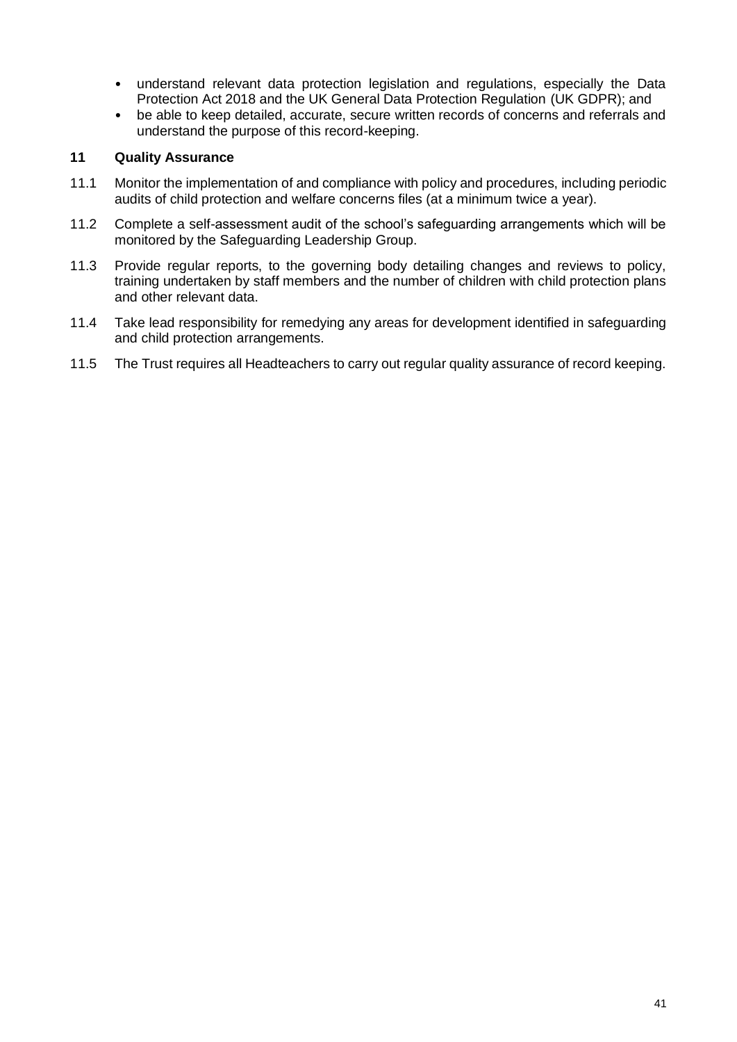- understand relevant data protection legislation and regulations, especially the Data Protection Act 2018 and the UK General Data Protection Regulation (UK GDPR); and
- be able to keep detailed, accurate, secure written records of concerns and referrals and understand the purpose of this record-keeping.

## 11 Quality Assurance

11.1 Monitor the implementation of and compliance with policy and procedures, including periodic audits of child protection and welfare concerns files (at a minimum twice a year).

11.2 Complete a self-assessment audit of the school's safeguarding arrangements which will be monitored by the Safeguarding Leadership Group.

11.3 Provide regular reports, to the governing body detailing changes and reviews to policy, training undertaken by staff members and the number of children with child protection plans and other relevant data.

11.4 Take lead responsibility for remedying any areas for development identified in safeguarding and child protection arrangements.

11.5 The Trust requires all Headteachers to carry out regular quality assurance of record keeping.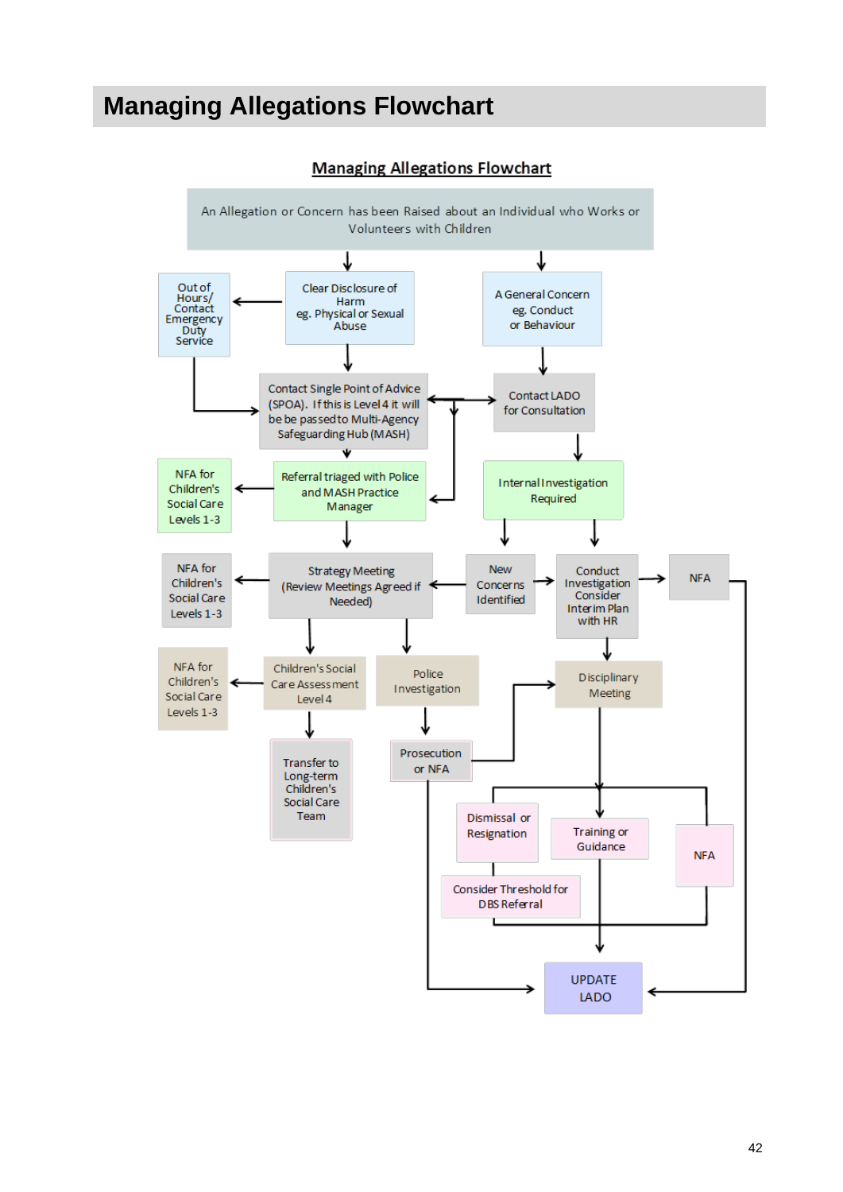# Managing Allegations Flowchart

Managing Allegations Flowchart

An Allegation or Concern has been Raised about an Individual who Works or Volunteers with Children

Out of Hours/ Contact Emergency Duty Service

Clear Disclosure of Harm eg. Physical or Sexual Abuse

A General Concern eg. Conduct or Behaviour

Contact Single Point of Advice (SPOA). If this is Level 4 it will be be passed to Multi-Agency Safeguarding Hub (MASH)

Contact LADO for Consultation

NFA for Children's Social Care Levels 1-3

Referral triaged with Police and MASH Practice Manager

Internal Investigation Required

NFA for Children's Social Care Levels 1-3

Strategy Meeting (Review Meetings Agreed if Needed)

New Concerns Identified

Conduct Investigation Consider Interim Plan with HR

NFA

NFA for Children's Social Care Levels 1-3

Children's Social Care Assessment Level 4

Police Investigation

Disciplinary Meeting

Transfer to Long-term Children's Social Care Team

Prosecution or NFA

Dismissal or Resignation

Training or Guidance

NFA

Consider Threshold for DBS Referral

UPDATE LADO